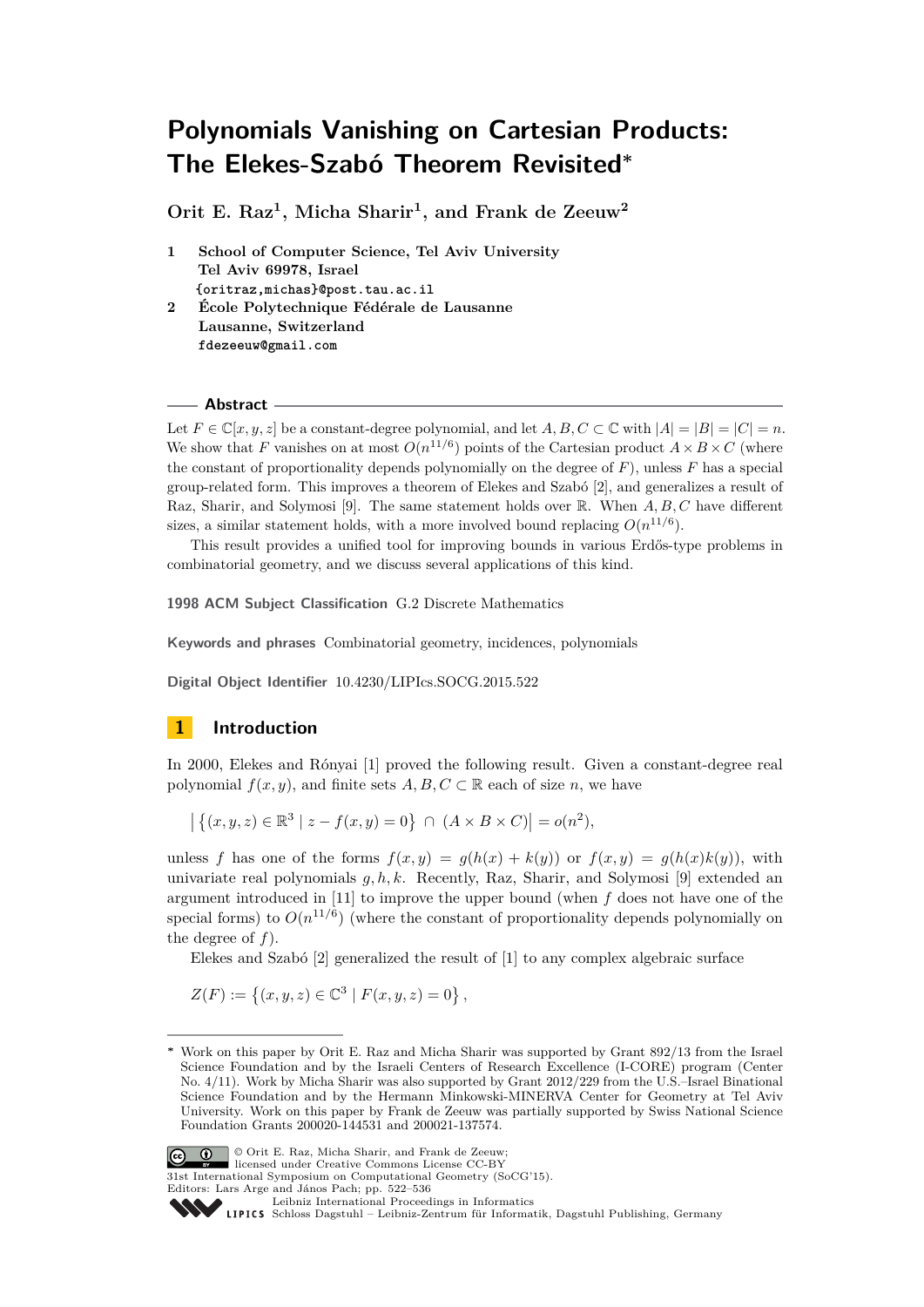# Polynomials Vanishing on Cartesian Products: The Elekes-Szabó Theorem Revisited*

**Orit E. Raz[1], Micha Sharir[1], and Frank de Zeeuw[2]**

1 **School of Computer Science, Tel Aviv University**
**Tel Aviv 69978, Israel**
`{oritraz,michas}@post.tau.ac.il`

2 **École Polytechnique Fédérale de Lausanne**
**Lausanne, Switzerland**
`fdezeeuw@gmail.com`

## Abstract

Let $F \in \mathbb{C}[x, y, z]$ be a constant-degree polynomial, and let $A, B, C \subset \mathbb{C}$ with $|A| = |B| = |C| = n$. We show that $F$ vanishes on at most $O(n^{11/6})$ points of the Cartesian product $A \times B \times C$ (where the constant of proportionality depends polynomially on the degree of $F$), unless $F$ has a special group-related form. This improves a theorem of Elekes and Szabó [2], and generalizes a result of Raz, Sharir, and Solymosi [9]. The same statement holds over $\mathbb{R}$. When $A, B, C$ have different sizes, a similar statement holds, with a more involved bound replacing $O(n^{11/6})$.

This result provides a unified tool for improving bounds in various Erdős-type problems in combinatorial geometry, and we discuss several applications of this kind.

**1998 ACM Subject Classification** G.2 Discrete Mathematics

**Keywords and phrases** Combinatorial geometry, incidences, polynomials

**Digital Object Identifier** 10.4230/LIPIcs.SOCG.2015.522

## 1 Introduction

In 2000, Elekes and Rónyai [1] proved the following result. Given a constant-degree real polynomial $f(x, y)$, and finite sets $A, B, C \subset \mathbb{R}$ each of size $n$, we have

$$\left| \left\{ (x, y, z) \in \mathbb{R}^3 \mid z - f(x, y) = 0 \right\} \cap (A \times B \times C) \right| = o(n^2),$$

unless $f$ has one of the forms $f(x, y) = g(h(x) + k(y))$ or $f(x, y) = g(h(x)k(y))$, with univariate real polynomials $g, h, k$. Recently, Raz, Sharir, and Solymosi [9] extended an argument introduced in [11] to improve the upper bound (when $f$ does not have one of the special forms) to $O(n^{11/6})$ (where the constant of proportionality depends polynomially on the degree of $f$).

Elekes and Szabó [2] generalized the result of [1] to any complex algebraic surface

$$Z(F) := \left\{ (x, y, z) \in \mathbb{C}^3 \mid F(x, y, z) = 0 \right\},$$

---

\* Work on this paper by Orit E. Raz and Micha Sharir was supported by Grant 892/13 from the Israel Science Foundation and by the Israeli Centers of Research Excellence (I-CORE) program (Center No. 4/11). Work by Micha Sharir was also supported by Grant 2012/229 from the U.S.–Israel Binational Science Foundation and by the Hermann Minkowski-MINERVA Center for Geometry at Tel Aviv University. Work on this paper by Frank de Zeeuw was partially supported by Swiss National Science Foundation Grants 200020-144531 and 200021-137574.

© Orit E. Raz, Micha Sharir, and Frank de Zeeuw;
licensed under Creative Commons License CC-BY
31st International Symposium on Computational Geometry (SoCG'15).
Editors: Lars Arge and János Pach; pp. 522–536
Leibniz International Proceedings in Informatics
Schloss Dagstuhl – Leibniz-Zentrum für Informatik, Dagstuhl Publishing, Germany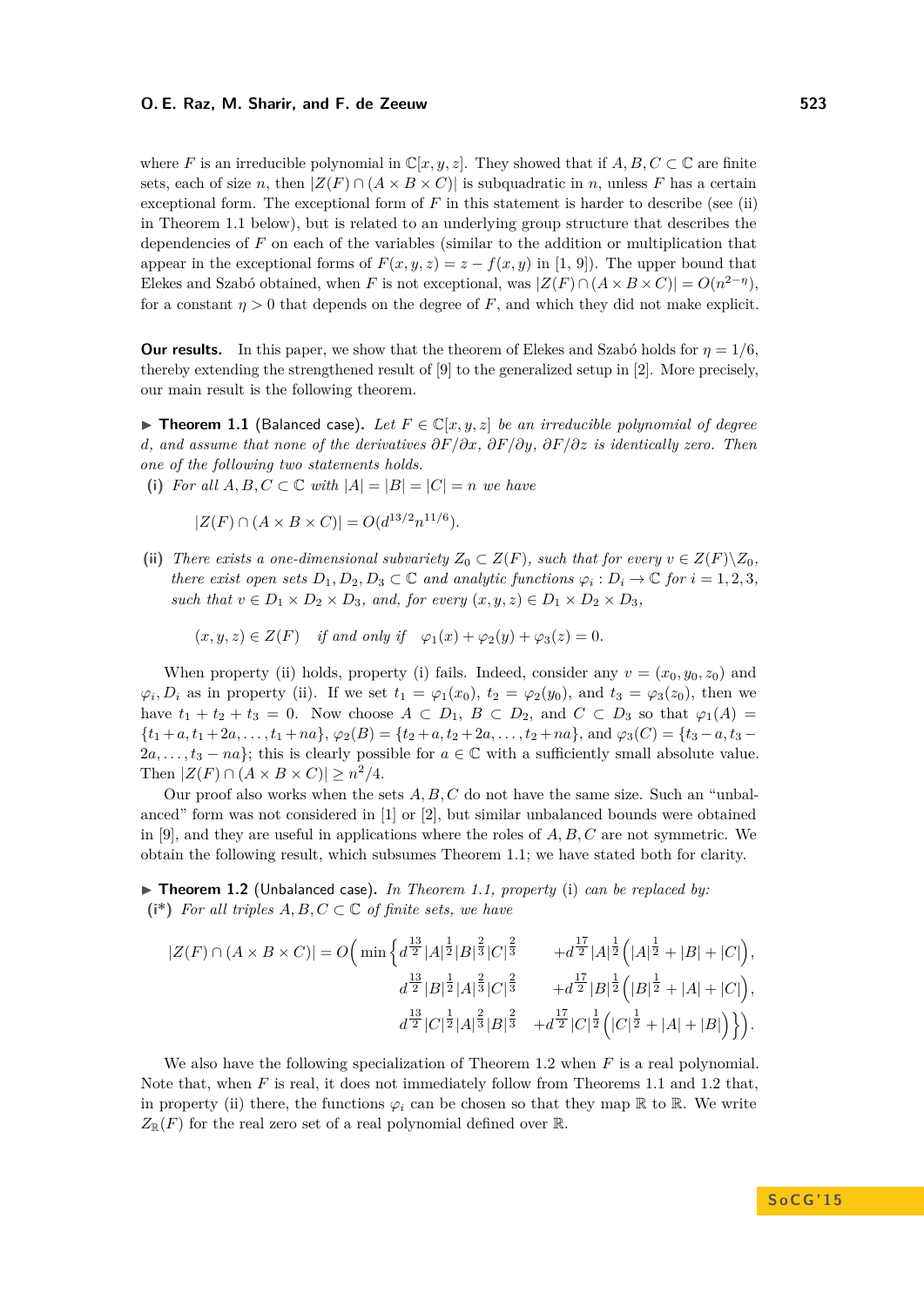where $F$ is an irreducible polynomial in $\mathbb{C}[x,y,z]$. They showed that if $A, B, C \subset \mathbb{C}$ are finite sets, each of size $n$, then $|Z(F) \cap (A \times B \times C)|$ is subquadratic in $n$, unless $F$ has a certain exceptional form. The exceptional form of $F$ in this statement is harder to describe (see (ii) in Theorem 1.1 below), but is related to an underlying group structure that describes the dependencies of $F$ on each of the variables (similar to the addition or multiplication that appear in the exceptional forms of $F(x,y,z) = z - f(x,y)$ in [1, 9]). The upper bound that Elekes and Szabó obtained, when $F$ is not exceptional, was $|Z(F) \cap (A \times B \times C)| = O(n^{2-\eta})$, for a constant $\eta > 0$ that depends on the degree of $F$, and which they did not make explicit.

**Our results.** In this paper, we show that the theorem of Elekes and Szabó holds for $\eta = 1/6$, thereby extending the strengthened result of [9] to the generalized setup in [2]. More precisely, our main result is the following theorem.

▶ **Theorem 1.1** (Balanced case). *Let $F \in \mathbb{C}[x,y,z]$ be an irreducible polynomial of degree $d$, and assume that none of the derivatives $\partial F/\partial x$, $\partial F/\partial y$, $\partial F/\partial z$ is identically zero. Then one of the following two statements holds.*

**(i)** *For all $A, B, C \subset \mathbb{C}$ with $|A| = |B| = |C| = n$ we have*

$$|Z(F) \cap (A \times B \times C)| = O(d^{13/2} n^{11/6}).$$

**(ii)** *There exists a one-dimensional subvariety $Z_0 \subset Z(F)$, such that for every $v \in Z(F) \backslash Z_0$, there exist open sets $D_1, D_2, D_3 \subset \mathbb{C}$ and analytic functions $\varphi_i : D_i \to \mathbb{C}$ for $i = 1, 2, 3$, such that $v \in D_1 \times D_2 \times D_3$, and, for every $(x,y,z) \in D_1 \times D_2 \times D_3$,*

$$(x,y,z) \in Z(F) \quad \text{if and only if} \quad \varphi_1(x) + \varphi_2(y) + \varphi_3(z) = 0.$$

When property (ii) holds, property (i) fails. Indeed, consider any $v = (x_0, y_0, z_0)$ and $\varphi_i, D_i$ as in property (ii). If we set $t_1 = \varphi_1(x_0)$, $t_2 = \varphi_2(y_0)$, and $t_3 = \varphi_3(z_0)$, then we have $t_1 + t_2 + t_3 = 0$. Now choose $A \subset D_1$, $B \subset D_2$, and $C \subset D_3$ so that $\varphi_1(A) = \{t_1 + a, t_1 + 2a, \ldots, t_1 + na\}$, $\varphi_2(B) = \{t_2 + a, t_2 + 2a, \ldots, t_2 + na\}$, and $\varphi_3(C) = \{t_3 - a, t_3 - 2a, \ldots, t_3 - na\}$; this is clearly possible for $a \in \mathbb{C}$ with a sufficiently small absolute value. Then $|Z(F) \cap (A \times B \times C)| \geq n^2/4$.

Our proof also works when the sets $A, B, C$ do not have the same size. Such an "unbalanced" form was not considered in [1] or [2], but similar unbalanced bounds were obtained in [9], and they are useful in applications where the roles of $A, B, C$ are not symmetric. We obtain the following result, which subsumes Theorem 1.1; we have stated both for clarity.

▶ **Theorem 1.2** (Unbalanced case). *In Theorem 1.1, property* (i) *can be replaced by:*

**(i\*)** *For all triples $A, B, C \subset \mathbb{C}$ of finite sets, we have*

$$\begin{aligned}
|Z(F) \cap (A \times B \times C)| = O\Big( \min \Big\{ & d^{\frac{13}{2}} |A|^{\frac{1}{2}} |B|^{\frac{2}{3}} |C|^{\frac{2}{3}} + d^{\frac{17}{2}} |A|^{\frac{1}{2}} \Big( |A|^{\frac{1}{2}} + |B| + |C| \Big), \\
& d^{\frac{13}{2}} |B|^{\frac{1}{2}} |A|^{\frac{2}{3}} |C|^{\frac{2}{3}} + d^{\frac{17}{2}} |B|^{\frac{1}{2}} \Big( |B|^{\frac{1}{2}} + |A| + |C| \Big), \\
& d^{\frac{13}{2}} |C|^{\frac{1}{2}} |A|^{\frac{2}{3}} |B|^{\frac{2}{3}} + d^{\frac{17}{2}} |C|^{\frac{1}{2}} \Big( |C|^{\frac{1}{2}} + |A| + |B| \Big) \Big\} \Big).
\end{aligned}$$

We also have the following specialization of Theorem 1.2 when $F$ is a real polynomial. Note that, when $F$ is real, it does not immediately follow from Theorems 1.1 and 1.2 that, in property (ii) there, the functions $\varphi_i$ can be chosen so that they map $\mathbb{R}$ to $\mathbb{R}$. We write $Z_{\mathbb{R}}(F)$ for the real zero set of a real polynomial defined over $\mathbb{R}$.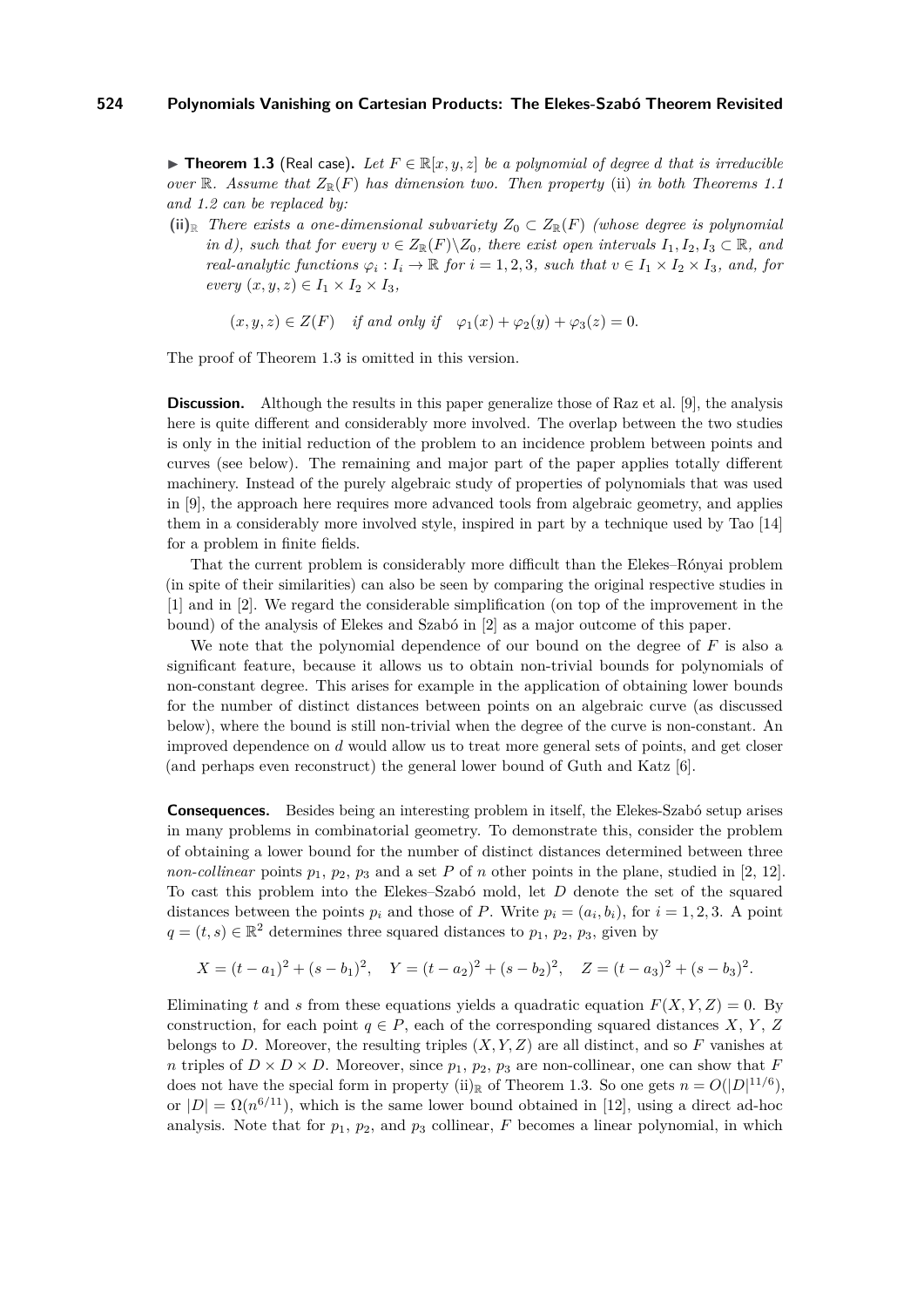▶ **Theorem 1.3** (Real case)**.** *Let $F \in \mathbb{R}[x,y,z]$ be a polynomial of degree $d$ that is irreducible over $\mathbb{R}$. Assume that $Z_{\mathbb{R}}(F)$ has dimension two. Then property* (ii) *in both Theorems 1.1 and 1.2 can be replaced by:*

**(ii)$_{\mathbb{R}}$** *There exists a one-dimensional subvariety $Z_0 \subset Z_{\mathbb{R}}(F)$ (whose degree is polynomial in $d$), such that for every $v \in Z_{\mathbb{R}}(F) \backslash Z_0$, there exist open intervals $I_1, I_2, I_3 \subset \mathbb{R}$, and real-analytic functions $\varphi_i : I_i \to \mathbb{R}$ for $i = 1,2,3$, such that $v \in I_1 \times I_2 \times I_3$, and, for every $(x,y,z) \in I_1 \times I_2 \times I_3$,*

$$(x,y,z) \in Z(F) \quad \textit{if and only if} \quad \varphi_1(x) + \varphi_2(y) + \varphi_3(z) = 0.$$

The proof of Theorem 1.3 is omitted in this version.

**Discussion.** Although the results in this paper generalize those of Raz et al. [9], the analysis here is quite different and considerably more involved. The overlap between the two studies is only in the initial reduction of the problem to an incidence problem between points and curves (see below). The remaining and major part of the paper applies totally different machinery. Instead of the purely algebraic study of properties of polynomials that was used in [9], the approach here requires more advanced tools from algebraic geometry, and applies them in a considerably more involved style, inspired in part by a technique used by Tao [14] for a problem in finite fields.

That the current problem is considerably more difficult than the Elekes–Rónyai problem (in spite of their similarities) can also be seen by comparing the original respective studies in [1] and in [2]. We regard the considerable simplification (on top of the improvement in the bound) of the analysis of Elekes and Szabó in [2] as a major outcome of this paper.

We note that the polynomial dependence of our bound on the degree of $F$ is also a significant feature, because it allows us to obtain non-trivial bounds for polynomials of non-constant degree. This arises for example in the application of obtaining lower bounds for the number of distinct distances between points on an algebraic curve (as discussed below), where the bound is still non-trivial when the degree of the curve is non-constant. An improved dependence on $d$ would allow us to treat more general sets of points, and get closer (and perhaps even reconstruct) the general lower bound of Guth and Katz [6].

**Consequences.** Besides being an interesting problem in itself, the Elekes-Szabó setup arises in many problems in combinatorial geometry. To demonstrate this, consider the problem of obtaining a lower bound for the number of distinct distances determined between three *non-collinear* points $p_1$, $p_2$, $p_3$ and a set $P$ of $n$ other points in the plane, studied in [2, 12]. To cast this problem into the Elekes–Szabó mold, let $D$ denote the set of the squared distances between the points $p_i$ and those of $P$. Write $p_i = (a_i, b_i)$, for $i = 1,2,3$. A point $q = (t,s) \in \mathbb{R}^2$ determines three squared distances to $p_1$, $p_2$, $p_3$, given by

$$X = (t-a_1)^2 + (s-b_1)^2, \quad Y = (t-a_2)^2 + (s-b_2)^2, \quad Z = (t-a_3)^2 + (s-b_3)^2.$$

Eliminating $t$ and $s$ from these equations yields a quadratic equation $F(X,Y,Z) = 0$. By construction, for each point $q \in P$, each of the corresponding squared distances $X$, $Y$, $Z$ belongs to $D$. Moreover, the resulting triples $(X,Y,Z)$ are all distinct, and so $F$ vanishes at $n$ triples of $D \times D \times D$. Moreover, since $p_1$, $p_2$, $p_3$ are non-collinear, one can show that $F$ does not have the special form in property (ii)$_{\mathbb{R}}$ of Theorem 1.3. So one gets $n = O(|D|^{11/6})$, or $|D| = \Omega(n^{6/11})$, which is the same lower bound obtained in [12], using a direct ad-hoc analysis. Note that for $p_1$, $p_2$, and $p_3$ collinear, $F$ becomes a linear polynomial, in which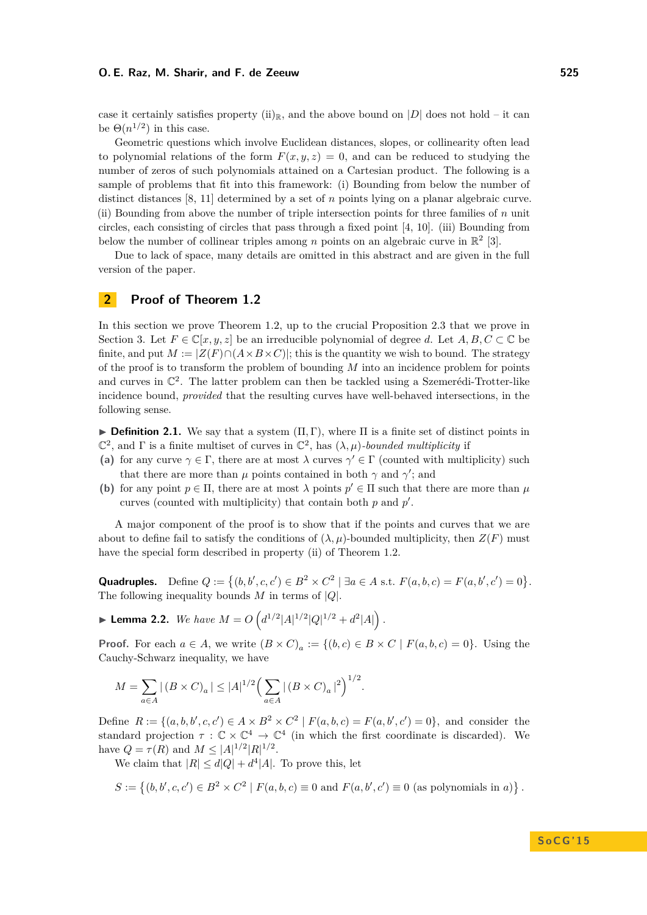case it certainly satisfies property $(\mathrm{ii})_{\mathbb{R}}$, and the above bound on $|D|$ does not hold – it can be $\Theta(n^{1/2})$ in this case.

Geometric questions which involve Euclidean distances, slopes, or collinearity often lead to polynomial relations of the form $F(x, y, z) = 0$, and can be reduced to studying the number of zeros of such polynomials attained on a Cartesian product. The following is a sample of problems that fit into this framework: (i) Bounding from below the number of distinct distances [8, 11] determined by a set of $n$ points lying on a planar algebraic curve. (ii) Bounding from above the number of triple intersection points for three families of $n$ unit circles, each consisting of circles that pass through a fixed point [4, 10]. (iii) Bounding from below the number of collinear triples among $n$ points on an algebraic curve in $\mathbb{R}^2$ [3].

Due to lack of space, many details are omitted in this abstract and are given in the full version of the paper.

## 2 Proof of Theorem 1.2

In this section we prove Theorem 1.2, up to the crucial Proposition 2.3 that we prove in Section 3. Let $F \in \mathbb{C}[x, y, z]$ be an irreducible polynomial of degree $d$. Let $A, B, C \subset \mathbb{C}$ be finite, and put $M := |Z(F) \cap (A \times B \times C)|$; this is the quantity we wish to bound. The strategy of the proof is to transform the problem of bounding $M$ into an incidence problem for points and curves in $\mathbb{C}^2$. The latter problem can then be tackled using a Szemerédi-Trotter-like incidence bound, *provided* that the resulting curves have well-behaved intersections, in the following sense.

▶ **Definition 2.1.** We say that a system $(\Pi, \Gamma)$, where $\Pi$ is a finite set of distinct points in $\mathbb{C}^2$, and $\Gamma$ is a finite multiset of curves in $\mathbb{C}^2$, has $(\lambda, \mu)$-*bounded multiplicity* if

**(a)** for any curve $\gamma \in \Gamma$, there are at most $\lambda$ curves $\gamma' \in \Gamma$ (counted with multiplicity) such that there are more than $\mu$ points contained in both $\gamma$ and $\gamma'$; and

**(b)** for any point $p \in \Pi$, there are at most $\lambda$ points $p' \in \Pi$ such that there are more than $\mu$ curves (counted with multiplicity) that contain both $p$ and $p'$.

A major component of the proof is to show that if the points and curves that we are about to define fail to satisfy the conditions of $(\lambda, \mu)$-bounded multiplicity, then $Z(F)$ must have the special form described in property (ii) of Theorem 1.2.

**Quadruples.** Define $Q := \{(b, b', c, c') \in B^2 \times C^2 \mid \exists a \in A \text{ s.t. } F(a, b, c) = F(a, b', c') = 0\}$. The following inequality bounds $M$ in terms of $|Q|$.

▶ **Lemma 2.2.** *We have* $M = O\left(d^{1/2}|A|^{1/2}|Q|^{1/2} + d^2|A|\right)$.

**Proof.** For each $a \in A$, we write $(B \times C)_a := \{(b, c) \in B \times C \mid F(a, b, c) = 0\}$. Using the Cauchy-Schwarz inequality, we have

$$M = \sum_{a \in A} |(B \times C)_a| \leq |A|^{1/2} \Big( \sum_{a \in A} |(B \times C)_a|^2 \Big)^{1/2}.$$

Define $R := \{(a, b, b', c, c') \in A \times B^2 \times C^2 \mid F(a, b, c) = F(a, b', c') = 0\}$, and consider the standard projection $\tau : \mathbb{C} \times \mathbb{C}^4 \to \mathbb{C}^4$ (in which the first coordinate is discarded). We have $Q = \tau(R)$ and $M \leq |A|^{1/2}|R|^{1/2}$.

We claim that $|R| \leq d|Q| + d^4|A|$. To prove this, let

$$S := \left\{(b, b', c, c') \in B^2 \times C^2 \mid F(a, b, c) \equiv 0 \text{ and } F(a, b', c') \equiv 0 \text{ (as polynomials in } a)\right\}.$$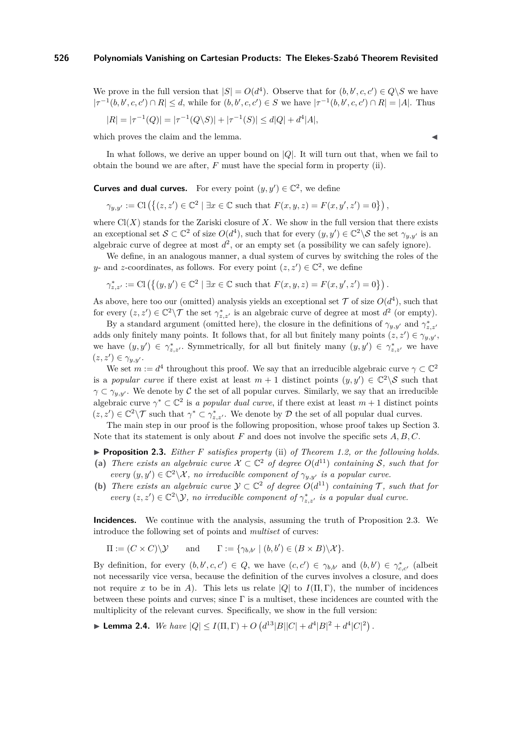We prove in the full version that $|S| = O(d^4)$. Observe that for $(b, b', c, c') \in Q \backslash S$ we have $|\tau^{-1}(b, b', c, c') \cap R| \le d$, while for $(b, b', c, c') \in S$ we have $|\tau^{-1}(b, b', c, c') \cap R| = |A|$. Thus

$$|R| = |\tau^{-1}(Q)| = |\tau^{-1}(Q \backslash S)| + |\tau^{-1}(S)| \le d|Q| + d^4|A|,$$

which proves the claim and the lemma. ◀

In what follows, we derive an upper bound on $|Q|$. It will turn out that, when we fail to obtain the bound we are after, $F$ must have the special form in property (ii).

**Curves and dual curves.** For every point $(y, y') \in \mathbb{C}^2$, we define

$$\gamma_{y,y'} := \mathrm{Cl}\left(\left\{(z, z') \in \mathbb{C}^2 \mid \exists x \in \mathbb{C} \text{ such that } F(x, y, z) = F(x, y', z') = 0\right\}\right),$$

where $\mathrm{Cl}(X)$ stands for the Zariski closure of $X$. We show in the full version that there exists an exceptional set $\mathcal{S} \subset \mathbb{C}^2$ of size $O(d^4)$, such that for every $(y, y') \in \mathbb{C}^2 \backslash \mathcal{S}$ the set $\gamma_{y,y'}$ is an algebraic curve of degree at most $d^2$, or an empty set (a possibility we can safely ignore).

We define, in an analogous manner, a dual system of curves by switching the roles of the $y$- and $z$-coordinates, as follows. For every point $(z, z') \in \mathbb{C}^2$, we define

$$\gamma^*_{z,z'} := \mathrm{Cl}\left(\left\{(y, y') \in \mathbb{C}^2 \mid \exists x \in \mathbb{C} \text{ such that } F(x, y, z) = F(x, y', z') = 0\right\}\right).$$

As above, here too our (omitted) analysis yields an exceptional set $\mathcal{T}$ of size $O(d^4)$, such that for every $(z, z') \in \mathbb{C}^2 \backslash \mathcal{T}$ the set $\gamma^*_{z,z'}$ is an algebraic curve of degree at most $d^2$ (or empty).

By a standard argument (omitted here), the closure in the definitions of $\gamma_{y,y'}$ and $\gamma^*_{z,z'}$ adds only finitely many points. It follows that, for all but finitely many points $(z, z') \in \gamma_{y,y'}$, we have $(y, y') \in \gamma^*_{z,z'}$. Symmetrically, for all but finitely many $(y, y') \in \gamma^*_{z,z'}$ we have $(z, z') \in \gamma_{y,y'}$.

We set $m := d^4$ throughout this proof. We say that an irreducible algebraic curve $\gamma \subset \mathbb{C}^2$ is a *popular curve* if there exist at least $m + 1$ distinct points $(y, y') \in \mathbb{C}^2 \backslash \mathcal{S}$ such that $\gamma \subset \gamma_{y,y'}$. We denote by $\mathcal{C}$ the set of all popular curves. Similarly, we say that an irreducible algebraic curve $\gamma^* \subset \mathbb{C}^2$ is *a popular dual curve*, if there exist at least $m + 1$ distinct points $(z, z') \in \mathbb{C}^2 \backslash \mathcal{T}$ such that $\gamma^* \subset \gamma^*_{z,z'}$. We denote by $\mathcal{D}$ the set of all popular dual curves.

The main step in our proof is the following proposition, whose proof takes up Section 3. Note that its statement is only about $F$ and does not involve the specific sets $A, B, C$.

▶ **Proposition 2.3.** *Either $F$ satisfies property* (ii) *of Theorem 1.2, or the following holds.*

**(a)** *There exists an algebraic curve $\mathcal{X} \subset \mathbb{C}^2$ of degree $O(d^{11})$ containing $\mathcal{S}$, such that for every $(y, y') \in \mathbb{C}^2 \backslash \mathcal{X}$, no irreducible component of $\gamma_{y,y'}$ is a popular curve.*

**(b)** *There exists an algebraic curve $\mathcal{Y} \subset \mathbb{C}^2$ of degree $O(d^{11})$ containing $\mathcal{T}$, such that for every $(z, z') \in \mathbb{C}^2 \backslash \mathcal{Y}$, no irreducible component of $\gamma^*_{z,z'}$ is a popular dual curve.*

**Incidences.** We continue with the analysis, assuming the truth of Proposition 2.3. We introduce the following set of points and *multiset* of curves:

$$\Pi := (C \times C) \backslash \mathcal{Y} \qquad \text{and} \qquad \Gamma := \{\gamma_{b,b'} \mid (b, b') \in (B \times B) \backslash \mathcal{X}\}.$$

By definition, for every $(b, b', c, c') \in Q$, we have $(c, c') \in \gamma_{b,b'}$ and $(b, b') \in \gamma^*_{c,c'}$ (albeit not necessarily vice versa, because the definition of the curves involves a closure, and does not require $x$ to be in $A$). This lets us relate $|Q|$ to $I(\Pi, \Gamma)$, the number of incidences between these points and curves; since $\Gamma$ is a multiset, these incidences are counted with the multiplicity of the relevant curves. Specifically, we show in the full version:

▶ **Lemma 2.4.** *We have* $|Q| \le I(\Pi, \Gamma) + O\left(d^{13}|B||C| + d^4|B|^2 + d^4|C|^2\right)$.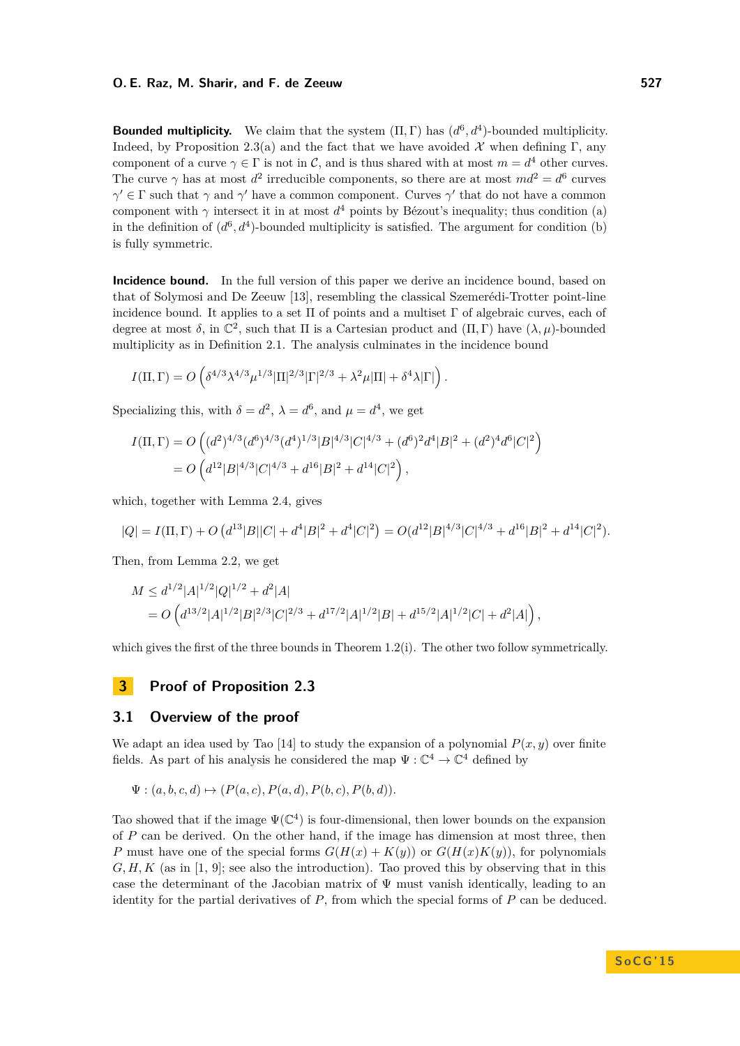**Bounded multiplicity.** We claim that the system $(\Pi, \Gamma)$ has $(d^6, d^4)$-bounded multiplicity. Indeed, by Proposition 2.3(a) and the fact that we have avoided $\mathcal{X}$ when defining $\Gamma$, any component of a curve $\gamma \in \Gamma$ is not in $\mathcal{C}$, and is thus shared with at most $m = d^4$ other curves. The curve $\gamma$ has at most $d^2$ irreducible components, so there are at most $md^2 = d^6$ curves $\gamma' \in \Gamma$ such that $\gamma$ and $\gamma'$ have a common component. Curves $\gamma'$ that do not have a common component with $\gamma$ intersect it in at most $d^4$ points by Bézout's inequality; thus condition (a) in the definition of $(d^6, d^4)$-bounded multiplicity is satisfied. The argument for condition (b) is fully symmetric.

**Incidence bound.** In the full version of this paper we derive an incidence bound, based on that of Solymosi and De Zeeuw [13], resembling the classical Szemerédi-Trotter point-line incidence bound. It applies to a set $\Pi$ of points and a multiset $\Gamma$ of algebraic curves, each of degree at most $\delta$, in $\mathbb{C}^2$, such that $\Pi$ is a Cartesian product and $(\Pi, \Gamma)$ have $(\lambda, \mu)$-bounded multiplicity as in Definition 2.1. The analysis culminates in the incidence bound

$$I(\Pi, \Gamma) = O\left(\delta^{4/3}\lambda^{4/3}\mu^{1/3}|\Pi|^{2/3}|\Gamma|^{2/3} + \lambda^2\mu|\Pi| + \delta^4\lambda|\Gamma|\right).$$

Specializing this, with $\delta = d^2$, $\lambda = d^6$, and $\mu = d^4$, we get

$$\begin{aligned} I(\Pi, \Gamma) &= O\left((d^2)^{4/3}(d^6)^{4/3}(d^4)^{1/3}|B|^{4/3}|C|^{4/3} + (d^6)^2 d^4|B|^2 + (d^2)^4 d^6|C|^2\right) \\ &= O\left(d^{12}|B|^{4/3}|C|^{4/3} + d^{16}|B|^2 + d^{14}|C|^2\right), \end{aligned}$$

which, together with Lemma 2.4, gives

$$|Q| = I(\Pi, \Gamma) + O\left(d^{13}|B||C| + d^4|B|^2 + d^4|C|^2\right) = O(d^{12}|B|^{4/3}|C|^{4/3} + d^{16}|B|^2 + d^{14}|C|^2).$$

Then, from Lemma 2.2, we get

$$\begin{aligned} M &\leq d^{1/2}|A|^{1/2}|Q|^{1/2} + d^2|A| \\ &= O\left(d^{13/2}|A|^{1/2}|B|^{2/3}|C|^{2/3} + d^{17/2}|A|^{1/2}|B| + d^{15/2}|A|^{1/2}|C| + d^2|A|\right), \end{aligned}$$

which gives the first of the three bounds in Theorem 1.2(i). The other two follow symmetrically.

# 3 Proof of Proposition 2.3

## 3.1 Overview of the proof

We adapt an idea used by Tao [14] to study the expansion of a polynomial $P(x, y)$ over finite fields. As part of his analysis he considered the map $\Psi : \mathbb{C}^4 \to \mathbb{C}^4$ defined by

$$\Psi : (a, b, c, d) \mapsto (P(a, c), P(a, d), P(b, c), P(b, d)).$$

Tao showed that if the image $\Psi(\mathbb{C}^4)$ is four-dimensional, then lower bounds on the expansion of $P$ can be derived. On the other hand, if the image has dimension at most three, then $P$ must have one of the special forms $G(H(x) + K(y))$ or $G(H(x)K(y))$, for polynomials $G, H, K$ (as in [1, 9]; see also the introduction). Tao proved this by observing that in this case the determinant of the Jacobian matrix of $\Psi$ must vanish identically, leading to an identity for the partial derivatives of $P$, from which the special forms of $P$ can be deduced.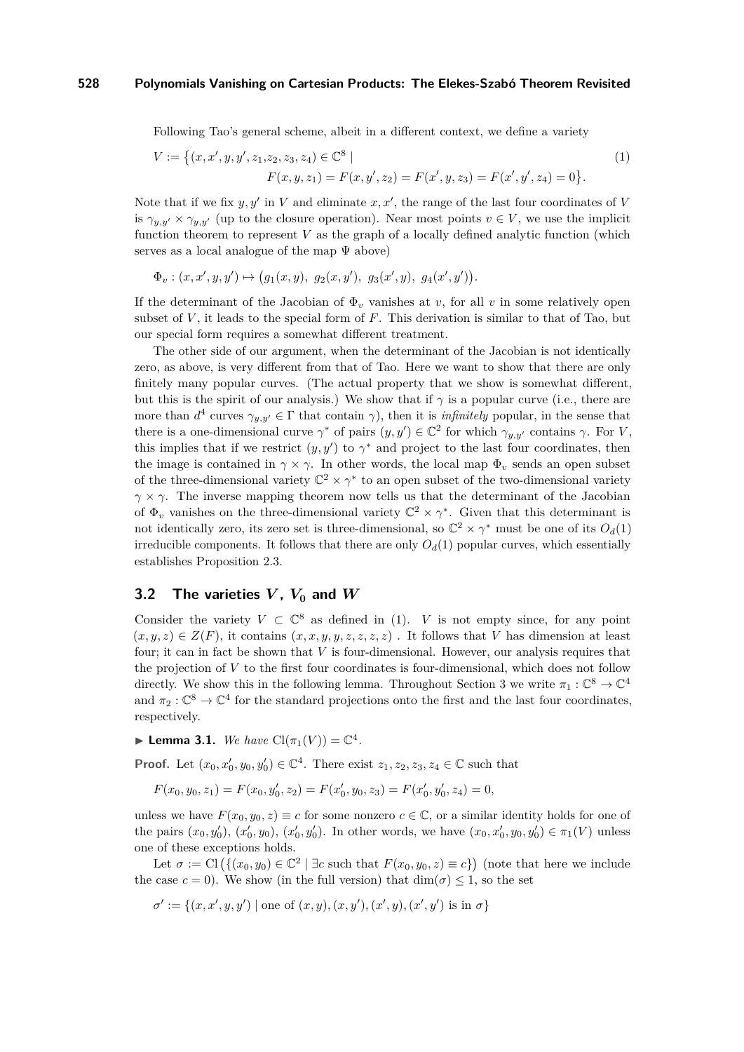Following Tao's general scheme, albeit in a different context, we define a variety

$$V := \{(x, x', y, y', z_1, z_2, z_3, z_4) \in \mathbb{C}^8 \mid \\ F(x, y, z_1) = F(x, y', z_2) = F(x', y, z_3) = F(x', y', z_4) = 0\}. \tag{1}$$

Note that if we fix $y, y'$ in $V$ and eliminate $x, x'$, the range of the last four coordinates of $V$ is $\gamma_{y,y'} \times \gamma_{y,y'}$ (up to the closure operation). Near most points $v \in V$, we use the implicit function theorem to represent $V$ as the graph of a locally defined analytic function (which serves as a local analogue of the map $\Psi$ above)

$$\Phi_v : (x, x', y, y') \mapsto \big(g_1(x, y),\ g_2(x, y'),\ g_3(x', y),\ g_4(x', y')\big).$$

If the determinant of the Jacobian of $\Phi_v$ vanishes at $v$, for all $v$ in some relatively open subset of $V$, it leads to the special form of $F$. This derivation is similar to that of Tao, but our special form requires a somewhat different treatment.

The other side of our argument, when the determinant of the Jacobian is not identically zero, as above, is very different from that of Tao. Here we want to show that there are only finitely many popular curves. (The actual property that we show is somewhat different, but this is the spirit of our analysis.) We show that if $\gamma$ is a popular curve (i.e., there are more than $d^4$ curves $\gamma_{y,y'} \in \Gamma$ that contain $\gamma$), then it is *infinitely* popular, in the sense that there is a one-dimensional curve $\gamma^*$ of pairs $(y, y') \in \mathbb{C}^2$ for which $\gamma_{y,y'}$ contains $\gamma$. For $V$, this implies that if we restrict $(y, y')$ to $\gamma^*$ and project to the last four coordinates, then the image is contained in $\gamma \times \gamma$. In other words, the local map $\Phi_v$ sends an open subset of the three-dimensional variety $\mathbb{C}^2 \times \gamma^*$ to an open subset of the two-dimensional variety $\gamma \times \gamma$. The inverse mapping theorem now tells us that the determinant of the Jacobian of $\Phi_v$ vanishes on the three-dimensional variety $\mathbb{C}^2 \times \gamma^*$. Given that this determinant is not identically zero, its zero set is three-dimensional, so $\mathbb{C}^2 \times \gamma^*$ must be one of its $O_d(1)$ irreducible components. It follows that there are only $O_d(1)$ popular curves, which essentially establishes Proposition 2.3.

## 3.2 The varieties $V$, $V_0$ and $W$

Consider the variety $V \subset \mathbb{C}^8$ as defined in (1). $V$ is not empty since, for any point $(x, y, z) \in Z(F)$, it contains $(x, x, y, y, z, z, z, z)$ . It follows that $V$ has dimension at least four; it can in fact be shown that $V$ is four-dimensional. However, our analysis requires that the projection of $V$ to the first four coordinates is four-dimensional, which does not follow directly. We show this in the following lemma. Throughout Section 3 we write $\pi_1 : \mathbb{C}^8 \to \mathbb{C}^4$ and $\pi_2 : \mathbb{C}^8 \to \mathbb{C}^4$ for the standard projections onto the first and the last four coordinates, respectively.

▶ **Lemma 3.1.** *We have* $\mathrm{Cl}(\pi_1(V)) = \mathbb{C}^4$.

**Proof.** Let $(x_0, x_0', y_0, y_0') \in \mathbb{C}^4$. There exist $z_1, z_2, z_3, z_4 \in \mathbb{C}$ such that

$$F(x_0, y_0, z_1) = F(x_0, y_0', z_2) = F(x_0', y_0, z_3) = F(x_0', y_0', z_4) = 0,$$

unless we have $F(x_0, y_0, z) \equiv c$ for some nonzero $c \in \mathbb{C}$, or a similar identity holds for one of the pairs $(x_0, y_0')$, $(x_0', y_0)$, $(x_0', y_0')$. In other words, we have $(x_0, x_0', y_0, y_0') \in \pi_1(V)$ unless one of these exceptions holds.

Let $\sigma := \mathrm{Cl}\big(\{(x_0, y_0) \in \mathbb{C}^2 \mid \exists c \text{ such that } F(x_0, y_0, z) \equiv c\}\big)$ (note that here we include the case $c = 0$). We show (in the full version) that $\dim(\sigma) \le 1$, so the set

$$\sigma' := \{(x, x', y, y') \mid \text{one of } (x, y), (x, y'), (x', y), (x', y') \text{ is in } \sigma\}$$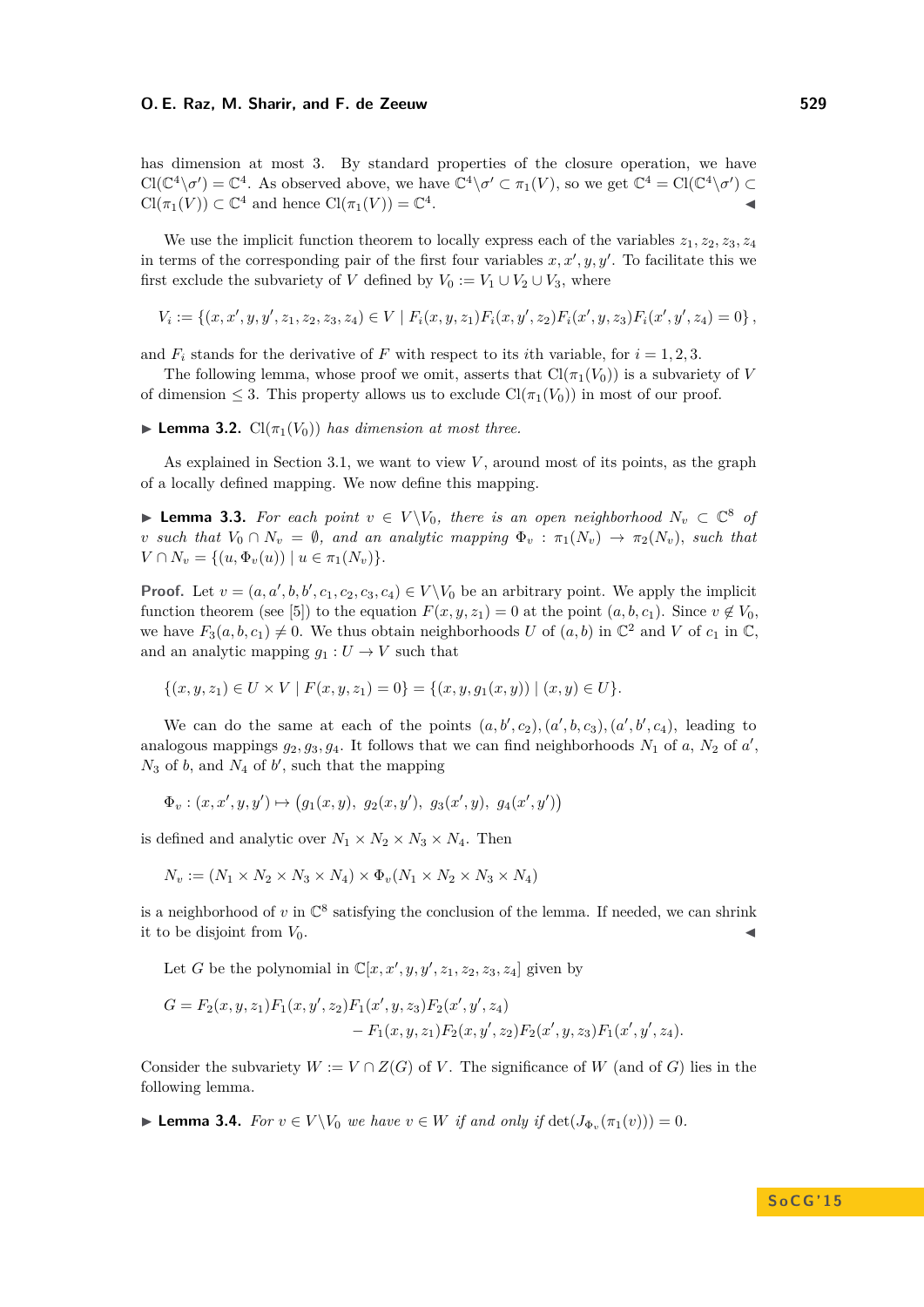has dimension at most 3. By standard properties of the closure operation, we have $\mathrm{Cl}(\mathbb{C}^4\backslash\sigma') = \mathbb{C}^4$. As observed above, we have $\mathbb{C}^4\backslash\sigma' \subset \pi_1(V)$, so we get $\mathbb{C}^4 = \mathrm{Cl}(\mathbb{C}^4\backslash\sigma') \subset \mathrm{Cl}(\pi_1(V)) \subset \mathbb{C}^4$ and hence $\mathrm{Cl}(\pi_1(V)) = \mathbb{C}^4$. ◀

We use the implicit function theorem to locally express each of the variables $z_1, z_2, z_3, z_4$ in terms of the corresponding pair of the first four variables $x, x', y, y'$. To facilitate this we first exclude the subvariety of $V$ defined by $V_0 := V_1 \cup V_2 \cup V_3$, where

$$V_i := \{(x,x',y,y',z_1,z_2,z_3,z_4) \in V \mid F_i(x,y,z_1)F_i(x,y',z_2)F_i(x',y,z_3)F_i(x',y',z_4) = 0\},$$

and $F_i$ stands for the derivative of $F$ with respect to its $i$th variable, for $i = 1,2,3$.

The following lemma, whose proof we omit, asserts that $\mathrm{Cl}(\pi_1(V_0))$ is a subvariety of $V$ of dimension $\le 3$. This property allows us to exclude $\mathrm{Cl}(\pi_1(V_0))$ in most of our proof.

▶ **Lemma 3.2.** *$\mathrm{Cl}(\pi_1(V_0))$ has dimension at most three.*

As explained in Section 3.1, we want to view $V$, around most of its points, as the graph of a locally defined mapping. We now define this mapping.

▶ **Lemma 3.3.** *For each point $v \in V\backslash V_0$, there is an open neighborhood $N_v \subset \mathbb{C}^8$ of $v$ such that $V_0 \cap N_v = \emptyset$, and an analytic mapping $\Phi_v : \pi_1(N_v) \to \pi_2(N_v)$, such that $V \cap N_v = \{(u, \Phi_v(u)) \mid u \in \pi_1(N_v)\}$.*

**Proof.** Let $v = (a,a',b,b',c_1,c_2,c_3,c_4) \in V\backslash V_0$ be an arbitrary point. We apply the implicit function theorem (see [5]) to the equation $F(x,y,z_1) = 0$ at the point $(a,b,c_1)$. Since $v \notin V_0$, we have $F_3(a,b,c_1) \neq 0$. We thus obtain neighborhoods $U$ of $(a,b)$ in $\mathbb{C}^2$ and $V$ of $c_1$ in $\mathbb{C}$, and an analytic mapping $g_1 : U \to V$ such that

$$\{(x,y,z_1) \in U \times V \mid F(x,y,z_1) = 0\} = \{(x,y,g_1(x,y)) \mid (x,y) \in U\}.$$

We can do the same at each of the points $(a,b',c_2), (a',b,c_3), (a',b',c_4)$, leading to analogous mappings $g_2, g_3, g_4$. It follows that we can find neighborhoods $N_1$ of $a$, $N_2$ of $a'$, $N_3$ of $b$, and $N_4$ of $b'$, such that the mapping

$$\Phi_v : (x,x',y,y') \mapsto \big(g_1(x,y),\ g_2(x,y'),\ g_3(x',y),\ g_4(x',y')\big)$$

is defined and analytic over $N_1 \times N_2 \times N_3 \times N_4$. Then

$$N_v := (N_1 \times N_2 \times N_3 \times N_4) \times \Phi_v(N_1 \times N_2 \times N_3 \times N_4)$$

is a neighborhood of $v$ in $\mathbb{C}^8$ satisfying the conclusion of the lemma. If needed, we can shrink it to be disjoint from $V_0$. ◀

Let $G$ be the polynomial in $\mathbb{C}[x,x',y,y',z_1,z_2,z_3,z_4]$ given by

$$G = F_2(x,y,z_1)F_1(x,y',z_2)F_1(x',y,z_3)F_2(x',y',z_4) - F_1(x,y,z_1)F_2(x,y',z_2)F_2(x',y,z_3)F_1(x',y',z_4).$$

Consider the subvariety $W := V \cap Z(G)$ of $V$. The significance of $W$ (and of $G$) lies in the following lemma.

▶ **Lemma 3.4.** *For $v \in V\backslash V_0$ we have $v \in W$ if and only if $\det(J_{\Phi_v}(\pi_1(v))) = 0$.*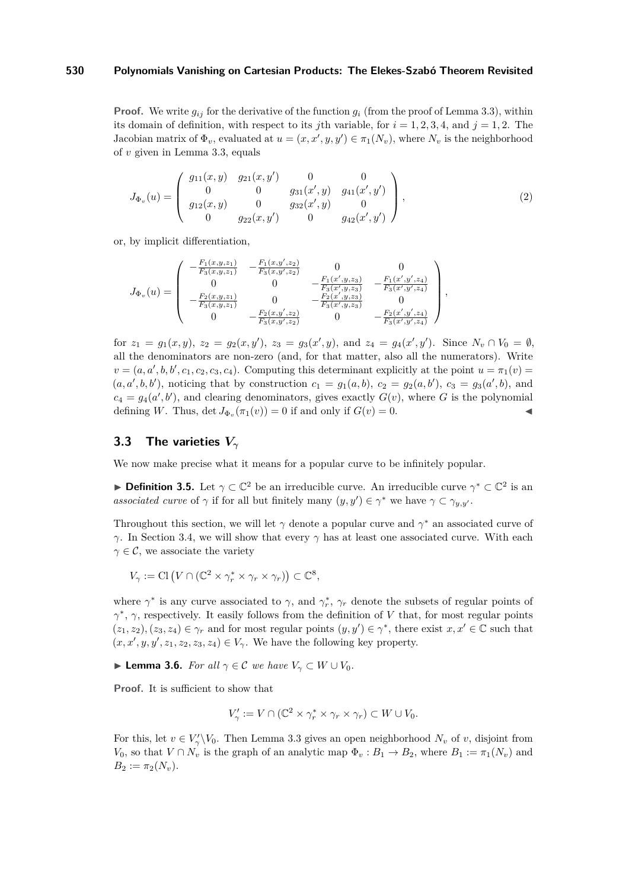**Proof.** We write $g_{ij}$ for the derivative of the function $g_i$ (from the proof of Lemma 3.3), within its domain of definition, with respect to its $j$th variable, for $i = 1, 2, 3, 4$, and $j = 1, 2$. The Jacobian matrix of $\Phi_v$, evaluated at $u = (x, x', y, y') \in \pi_1(N_v)$, where $N_v$ is the neighborhood of $v$ given in Lemma 3.3, equals

$$J_{\Phi_v}(u) = \begin{pmatrix} g_{11}(x,y) & g_{21}(x,y') & 0 & 0 \\ 0 & 0 & g_{31}(x',y) & g_{41}(x',y') \\ g_{12}(x,y) & 0 & g_{32}(x',y) & 0 \\ 0 & g_{22}(x,y') & 0 & g_{42}(x',y') \end{pmatrix}, \tag{2}$$

or, by implicit differentiation,

$$J_{\Phi_v}(u) = \begin{pmatrix} -\frac{F_1(x,y,z_1)}{F_3(x,y,z_1)} & -\frac{F_1(x,y',z_2)}{F_3(x,y',z_2)} & 0 & 0 \\ 0 & 0 & -\frac{F_1(x',y,z_3)}{F_3(x',y,z_3)} & -\frac{F_1(x',y',z_4)}{F_3(x',y',z_4)} \\ -\frac{F_2(x,y,z_1)}{F_3(x,y,z_1)} & 0 & -\frac{F_2(x',y,z_3)}{F_3(x',y,z_3)} & 0 \\ 0 & -\frac{F_2(x,y',z_2)}{F_3(x,y',z_2)} & 0 & -\frac{F_2(x',y',z_4)}{F_3(x',y',z_4)} \end{pmatrix},$$

for $z_1 = g_1(x, y)$, $z_2 = g_2(x, y')$, $z_3 = g_3(x', y)$, and $z_4 = g_4(x', y')$. Since $N_v \cap V_0 = \emptyset$, all the denominators are non-zero (and, for that matter, also all the numerators). Write $v = (a, a', b, b', c_1, c_2, c_3, c_4)$. Computing this determinant explicitly at the point $u = \pi_1(v) = (a, a', b, b')$, noticing that by construction $c_1 = g_1(a, b)$, $c_2 = g_2(a, b')$, $c_3 = g_3(a', b)$, and $c_4 = g_4(a', b')$, and clearing denominators, gives exactly $G(v)$, where $G$ is the polynomial defining $W$. Thus, $\det J_{\Phi_v}(\pi_1(v)) = 0$ if and only if $G(v) = 0$. ◀

## 3.3 The varieties $V_\gamma$

We now make precise what it means for a popular curve to be infinitely popular.

▶ **Definition 3.5.** Let $\gamma \subset \mathbb{C}^2$ be an irreducible curve. An irreducible curve $\gamma^* \subset \mathbb{C}^2$ is an *associated curve* of $\gamma$ if for all but finitely many $(y, y') \in \gamma^*$ we have $\gamma \subset \gamma_{y,y'}$.

Throughout this section, we will let $\gamma$ denote a popular curve and $\gamma^*$ an associated curve of $\gamma$. In Section 3.4, we will show that every $\gamma$ has at least one associated curve. With each $\gamma \in \mathcal{C}$, we associate the variety

$$V_\gamma := \mathrm{Cl}\left(V \cap (\mathbb{C}^2 \times \gamma_r^* \times \gamma_r \times \gamma_r)\right) \subset \mathbb{C}^8,$$

where $\gamma^*$ is any curve associated to $\gamma$, and $\gamma_r^*$, $\gamma_r$ denote the subsets of regular points of $\gamma^*$, $\gamma$, respectively. It easily follows from the definition of $V$ that, for most regular points $(z_1, z_2), (z_3, z_4) \in \gamma_r$ and for most regular points $(y, y') \in \gamma^*$, there exist $x, x' \in \mathbb{C}$ such that $(x, x', y, y', z_1, z_2, z_3, z_4) \in V_\gamma$. We have the following key property.

▶ **Lemma 3.6.** *For all $\gamma \in \mathcal{C}$ we have $V_\gamma \subset W \cup V_0$.*

**Proof.** It is sufficient to show that

$$V'_\gamma := V \cap (\mathbb{C}^2 \times \gamma_r^* \times \gamma_r \times \gamma_r) \subset W \cup V_0.$$

For this, let $v \in V'_\gamma \backslash V_0$. Then Lemma 3.3 gives an open neighborhood $N_v$ of $v$, disjoint from $V_0$, so that $V \cap N_v$ is the graph of an analytic map $\Phi_v : B_1 \to B_2$, where $B_1 := \pi_1(N_v)$ and $B_2 := \pi_2(N_v)$.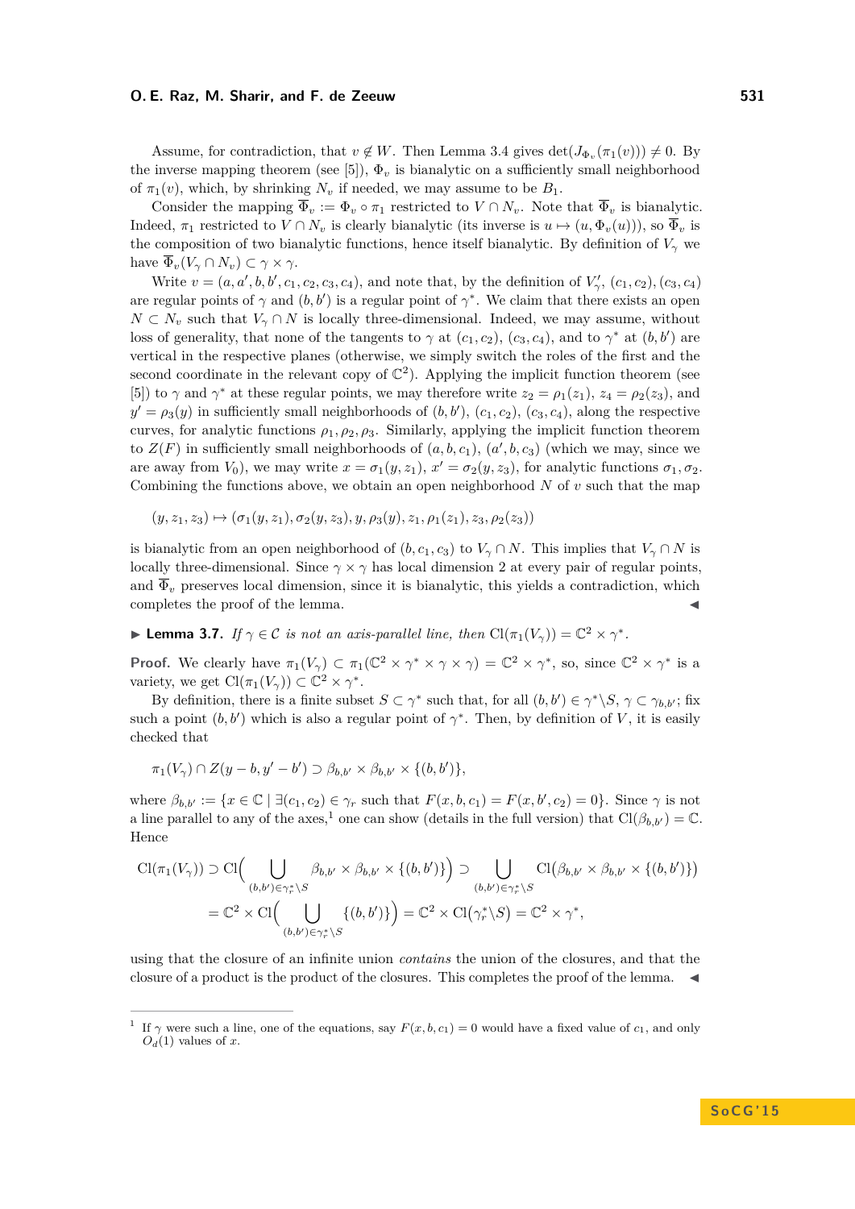Assume, for contradiction, that $v \notin W$. Then Lemma 3.4 gives $\det(J_{\Phi_v}(\pi_1(v))) \neq 0$. By the inverse mapping theorem (see [5]), $\Phi_v$ is bianalytic on a sufficiently small neighborhood of $\pi_1(v)$, which, by shrinking $N_v$ if needed, we may assume to be $B_1$.

Consider the mapping $\overline{\Phi}_v := \Phi_v \circ \pi_1$ restricted to $V \cap N_v$. Note that $\overline{\Phi}_v$ is bianalytic. Indeed, $\pi_1$ restricted to $V \cap N_v$ is clearly bianalytic (its inverse is $u \mapsto (u, \Phi_v(u))$), so $\overline{\Phi}_v$ is the composition of two bianalytic functions, hence itself bianalytic. By definition of $V_\gamma$ we have $\overline{\Phi}_v(V_\gamma \cap N_v) \subset \gamma \times \gamma$.

Write $v = (a, a', b, b', c_1, c_2, c_3, c_4)$, and note that, by the definition of $V'_\gamma$, $(c_1, c_2), (c_3, c_4)$ are regular points of $\gamma$ and $(b, b')$ is a regular point of $\gamma^*$. We claim that there exists an open $N \subset N_v$ such that $V_\gamma \cap N$ is locally three-dimensional. Indeed, we may assume, without loss of generality, that none of the tangents to $\gamma$ at $(c_1, c_2)$, $(c_3, c_4)$, and to $\gamma^*$ at $(b, b')$ are vertical in the respective planes (otherwise, we simply switch the roles of the first and the second coordinate in the relevant copy of $\mathbb{C}^2$). Applying the implicit function theorem (see [5]) to $\gamma$ and $\gamma^*$ at these regular points, we may therefore write $z_2 = \rho_1(z_1)$, $z_4 = \rho_2(z_3)$, and $y' = \rho_3(y)$ in sufficiently small neighborhoods of $(b, b')$, $(c_1, c_2)$, $(c_3, c_4)$, along the respective curves, for analytic functions $\rho_1, \rho_2, \rho_3$. Similarly, applying the implicit function theorem to $Z(F)$ in sufficiently small neighborhoods of $(a, b, c_1)$, $(a', b, c_3)$ (which we may, since we are away from $V_0$), we may write $x = \sigma_1(y, z_1)$, $x' = \sigma_2(y, z_3)$, for analytic functions $\sigma_1, \sigma_2$. Combining the functions above, we obtain an open neighborhood $N$ of $v$ such that the map

$$(y, z_1, z_3) \mapsto (\sigma_1(y, z_1), \sigma_2(y, z_3), y, \rho_3(y), z_1, \rho_1(z_1), z_3, \rho_2(z_3))$$

is bianalytic from an open neighborhood of $(b, c_1, c_3)$ to $V_\gamma \cap N$. This implies that $V_\gamma \cap N$ is locally three-dimensional. Since $\gamma \times \gamma$ has local dimension 2 at every pair of regular points, and $\overline{\Phi}_v$ preserves local dimension, since it is bianalytic, this yields a contradiction, which completes the proof of the lemma. ◀

▶ **Lemma 3.7.** *If $\gamma \in \mathcal{C}$ is not an axis-parallel line, then* $\mathrm{Cl}(\pi_1(V_\gamma)) = \mathbb{C}^2 \times \gamma^*$.

**Proof.** We clearly have $\pi_1(V_\gamma) \subset \pi_1(\mathbb{C}^2 \times \gamma^* \times \gamma \times \gamma) = \mathbb{C}^2 \times \gamma^*$, so, since $\mathbb{C}^2 \times \gamma^*$ is a variety, we get $\mathrm{Cl}(\pi_1(V_\gamma)) \subset \mathbb{C}^2 \times \gamma^*$.

By definition, there is a finite subset $S \subset \gamma^*$ such that, for all $(b, b') \in \gamma^* \backslash S$, $\gamma \subset \gamma_{b,b'}$; fix such a point $(b, b')$ which is also a regular point of $\gamma^*$. Then, by definition of $V$, it is easily checked that

$$\pi_1(V_\gamma) \cap Z(y - b, y' - b') \supset \beta_{b,b'} \times \beta_{b,b'} \times \{(b, b')\},$$

where $\beta_{b,b'} := \{x \in \mathbb{C} \mid \exists (c_1, c_2) \in \gamma_r \text{ such that } F(x, b, c_1) = F(x, b', c_2) = 0\}$. Since $\gamma$ is not a line parallel to any of the axes,[1] one can show (details in the full version) that $\mathrm{Cl}(\beta_{b,b'}) = \mathbb{C}$. Hence

$$\begin{aligned}
\mathrm{Cl}(\pi_1(V_\gamma)) &\supset \mathrm{Cl}\Big( \bigcup_{(b,b') \in \gamma_r^* \backslash S} \beta_{b,b'} \times \beta_{b,b'} \times \{(b, b')\} \Big) \supset \bigcup_{(b,b') \in \gamma_r^* \backslash S} \mathrm{Cl}\big( \beta_{b,b'} \times \beta_{b,b'} \times \{(b, b')\} \big) \\
&= \mathbb{C}^2 \times \mathrm{Cl}\Big( \bigcup_{(b,b') \in \gamma_r^* \backslash S} \{(b, b')\} \Big) = \mathbb{C}^2 \times \mathrm{Cl}\big(\gamma_r^* \backslash S\big) = \mathbb{C}^2 \times \gamma^*,
\end{aligned}$$

using that the closure of an infinite union *contains* the union of the closures, and that the closure of a product is the product of the closures. This completes the proof of the lemma. ◀

---

[1] If $\gamma$ were such a line, one of the equations, say $F(x, b, c_1) = 0$ would have a fixed value of $c_1$, and only $O_d(1)$ values of $x$.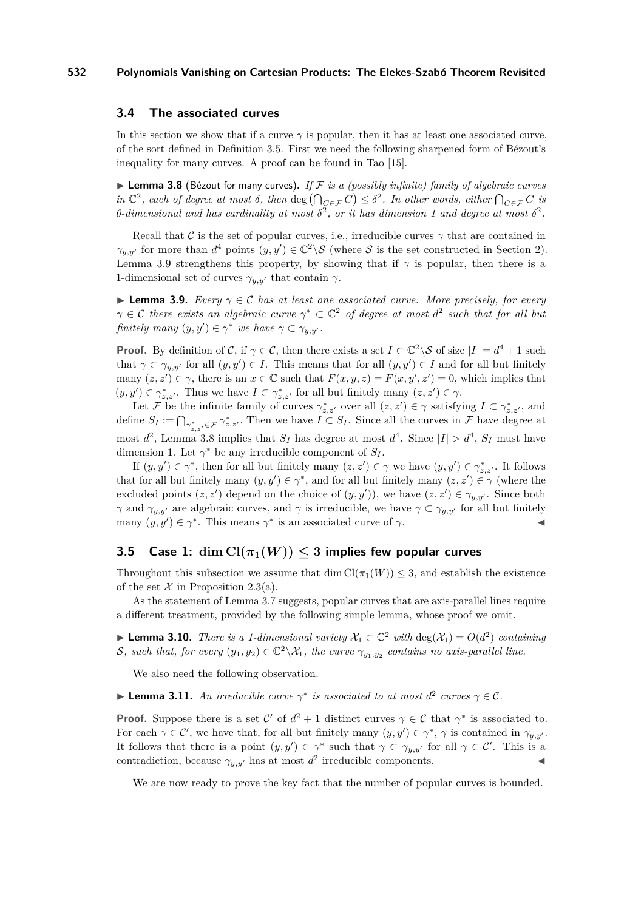## 3.4 The associated curves

In this section we show that if a curve $\gamma$ is popular, then it has at least one associated curve, of the sort defined in Definition 3.5. First we need the following sharpened form of Bézout's inequality for many curves. A proof can be found in Tao [15].

▶ **Lemma 3.8** (Bézout for many curves). *If $\mathcal{F}$ is a (possibly infinite) family of algebraic curves in $\mathbb{C}^2$, each of degree at most $\delta$, then $\deg\left(\bigcap_{C\in\mathcal{F}} C\right) \le \delta^2$. In other words, either $\bigcap_{C\in\mathcal{F}} C$ is 0-dimensional and has cardinality at most $\delta^2$, or it has dimension 1 and degree at most $\delta^2$.*

Recall that $\mathcal{C}$ is the set of popular curves, i.e., irreducible curves $\gamma$ that are contained in $\gamma_{y,y'}$ for more than $d^4$ points $(y, y') \in \mathbb{C}^2\backslash\mathcal{S}$ (where $\mathcal{S}$ is the set constructed in Section 2). Lemma 3.9 strengthens this property, by showing that if $\gamma$ is popular, then there is a 1-dimensional set of curves $\gamma_{y,y'}$ that contain $\gamma$.

▶ **Lemma 3.9.** *Every $\gamma \in \mathcal{C}$ has at least one associated curve. More precisely, for every $\gamma \in \mathcal{C}$ there exists an algebraic curve $\gamma^* \subset \mathbb{C}^2$ of degree at most $d^2$ such that for all but finitely many $(y, y') \in \gamma^*$ we have $\gamma \subset \gamma_{y,y'}$.*

**Proof.** By definition of $\mathcal{C}$, if $\gamma \in \mathcal{C}$, then there exists a set $I \subset \mathbb{C}^2\backslash\mathcal{S}$ of size $|I| = d^4 + 1$ such that $\gamma \subset \gamma_{y,y'}$ for all $(y, y') \in I$. This means that for all $(y, y') \in I$ and for all but finitely many $(z, z') \in \gamma$, there is an $x \in \mathbb{C}$ such that $F(x, y, z) = F(x, y', z') = 0$, which implies that $(y, y') \in \gamma^*_{z,z'}$. Thus we have $I \subset \gamma^*_{z,z'}$ for all but finitely many $(z, z') \in \gamma$.

Let $\mathcal{F}$ be the infinite family of curves $\gamma^*_{z,z'}$ over all $(z, z') \in \gamma$ satisfying $I \subset \gamma^*_{z,z'}$, and define $S_I := \bigcap_{\gamma^*_{z,z'}\in\mathcal{F}} \gamma^*_{z,z'}$. Then we have $I \subset S_I$. Since all the curves in $\mathcal{F}$ have degree at most $d^2$, Lemma 3.8 implies that $S_I$ has degree at most $d^4$. Since $|I| > d^4$, $S_I$ must have dimension 1. Let $\gamma^*$ be any irreducible component of $S_I$.

If $(y, y') \in \gamma^*$, then for all but finitely many $(z, z') \in \gamma$ we have $(y, y') \in \gamma^*_{z,z'}$. It follows that for all but finitely many $(y, y') \in \gamma^*$, and for all but finitely many $(z, z') \in \gamma$ (where the excluded points $(z, z')$ depend on the choice of $(y, y')$), we have $(z, z') \in \gamma_{y,y'}$. Since both $\gamma$ and $\gamma_{y,y'}$ are algebraic curves, and $\gamma$ is irreducible, we have $\gamma \subset \gamma_{y,y'}$ for all but finitely many $(y, y') \in \gamma^*$. This means $\gamma^*$ is an associated curve of $\gamma$. ◀

## 3.5 Case 1: $\dim \mathrm{Cl}(\pi_1(W)) \le 3$ implies few popular curves

Throughout this subsection we assume that $\dim \mathrm{Cl}(\pi_1(W)) \le 3$, and establish the existence of the set $\mathcal{X}$ in Proposition 2.3(a).

As the statement of Lemma 3.7 suggests, popular curves that are axis-parallel lines require a different treatment, provided by the following simple lemma, whose proof we omit.

▶ **Lemma 3.10.** *There is a 1-dimensional variety $\mathcal{X}_1 \subset \mathbb{C}^2$ with $\deg(\mathcal{X}_1) = O(d^2)$ containing $\mathcal{S}$, such that, for every $(y_1, y_2) \in \mathbb{C}^2\backslash\mathcal{X}_1$, the curve $\gamma_{y_1,y_2}$ contains no axis-parallel line.*

We also need the following observation.

▶ **Lemma 3.11.** *An irreducible curve $\gamma^*$ is associated to at most $d^2$ curves $\gamma \in \mathcal{C}$.*

**Proof.** Suppose there is a set $\mathcal{C}'$ of $d^2 + 1$ distinct curves $\gamma \in \mathcal{C}$ that $\gamma^*$ is associated to. For each $\gamma \in \mathcal{C}'$, we have that, for all but finitely many $(y, y') \in \gamma^*$, $\gamma$ is contained in $\gamma_{y,y'}$. It follows that there is a point $(y, y') \in \gamma^*$ such that $\gamma \subset \gamma_{y,y'}$ for all $\gamma \in \mathcal{C}'$. This is a contradiction, because $\gamma_{y,y'}$ has at most $d^2$ irreducible components. ◀

We are now ready to prove the key fact that the number of popular curves is bounded.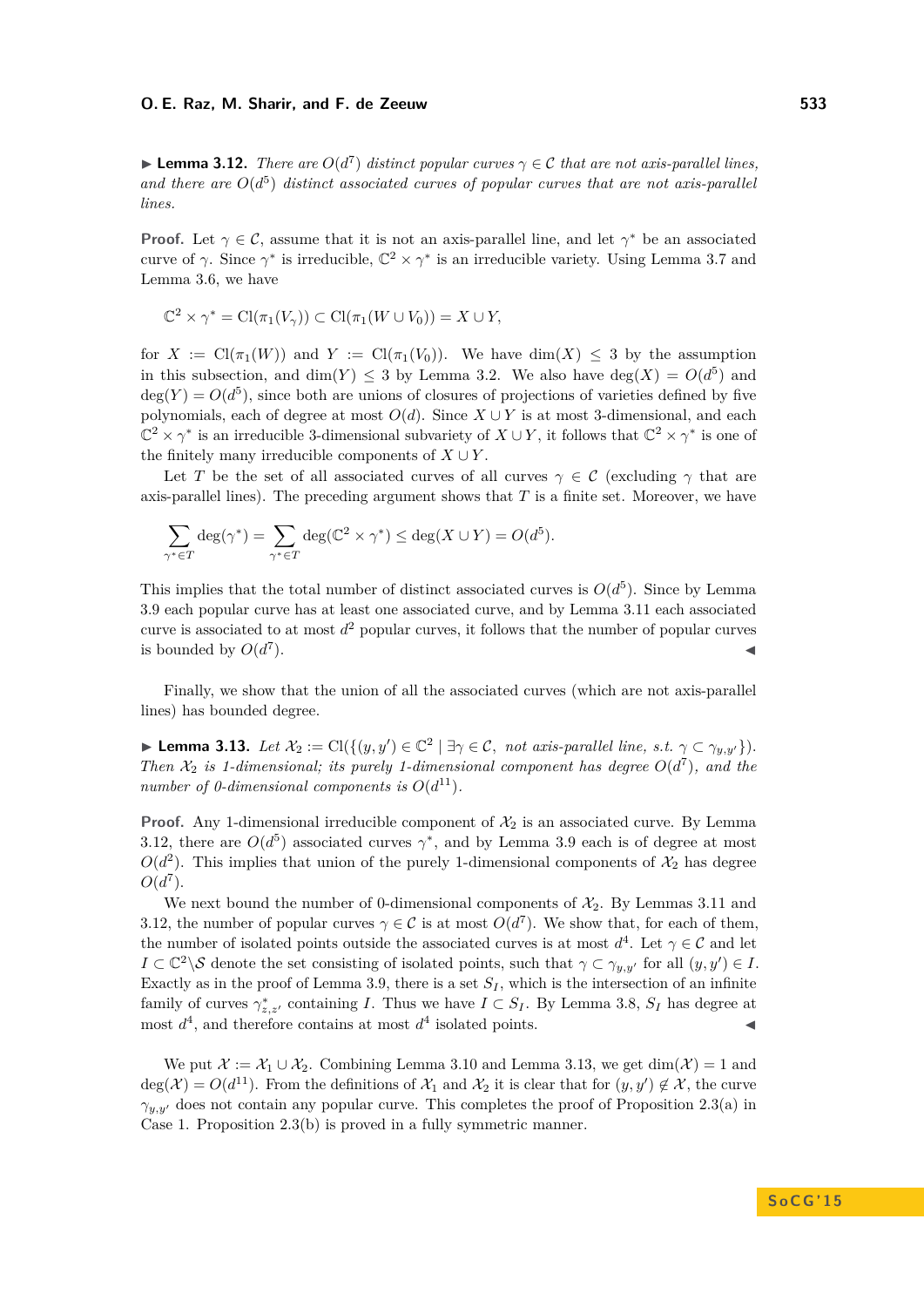▶ **Lemma 3.12.** *There are $O(d^7)$ distinct popular curves $\gamma \in \mathcal{C}$ that are not axis-parallel lines, and there are $O(d^5)$ distinct associated curves of popular curves that are not axis-parallel lines.*

**Proof.** Let $\gamma \in \mathcal{C}$, assume that it is not an axis-parallel line, and let $\gamma^*$ be an associated curve of $\gamma$. Since $\gamma^*$ is irreducible, $\mathbb{C}^2 \times \gamma^*$ is an irreducible variety. Using Lemma 3.7 and Lemma 3.6, we have

$$\mathbb{C}^2 \times \gamma^* = \mathrm{Cl}(\pi_1(V_\gamma)) \subset \mathrm{Cl}(\pi_1(W \cup V_0)) = X \cup Y,$$

for $X := \mathrm{Cl}(\pi_1(W))$ and $Y := \mathrm{Cl}(\pi_1(V_0))$. We have $\dim(X) \leq 3$ by the assumption in this subsection, and $\dim(Y) \leq 3$ by Lemma 3.2. We also have $\deg(X) = O(d^5)$ and $\deg(Y) = O(d^5)$, since both are unions of closures of projections of varieties defined by five polynomials, each of degree at most $O(d)$. Since $X \cup Y$ is at most 3-dimensional, and each $\mathbb{C}^2 \times \gamma^*$ is an irreducible 3-dimensional subvariety of $X \cup Y$, it follows that $\mathbb{C}^2 \times \gamma^*$ is one of the finitely many irreducible components of $X \cup Y$.

Let $T$ be the set of all associated curves of all curves $\gamma \in \mathcal{C}$ (excluding $\gamma$ that are axis-parallel lines). The preceding argument shows that $T$ is a finite set. Moreover, we have

$$\sum_{\gamma^* \in T} \deg(\gamma^*) = \sum_{\gamma^* \in T} \deg(\mathbb{C}^2 \times \gamma^*) \leq \deg(X \cup Y) = O(d^5).$$

This implies that the total number of distinct associated curves is $O(d^5)$. Since by Lemma 3.9 each popular curve has at least one associated curve, and by Lemma 3.11 each associated curve is associated to at most $d^2$ popular curves, it follows that the number of popular curves is bounded by $O(d^7)$. ◀

Finally, we show that the union of all the associated curves (which are not axis-parallel lines) has bounded degree.

▶ **Lemma 3.13.** *Let $\mathcal{X}_2 := \mathrm{Cl}(\{(y, y') \in \mathbb{C}^2 \mid \exists \gamma \in \mathcal{C},$ not axis-parallel line, s.t. $\gamma \subset \gamma_{y,y'}\})$. Then $\mathcal{X}_2$ is 1-dimensional; its purely 1-dimensional component has degree $O(d^7)$, and the number of 0-dimensional components is $O(d^{11})$.*

**Proof.** Any 1-dimensional irreducible component of $\mathcal{X}_2$ is an associated curve. By Lemma 3.12, there are $O(d^5)$ associated curves $\gamma^*$, and by Lemma 3.9 each is of degree at most $O(d^2)$. This implies that union of the purely 1-dimensional components of $\mathcal{X}_2$ has degree $O(d^7)$.

We next bound the number of 0-dimensional components of $\mathcal{X}_2$. By Lemmas 3.11 and 3.12, the number of popular curves $\gamma \in \mathcal{C}$ is at most $O(d^7)$. We show that, for each of them, the number of isolated points outside the associated curves is at most $d^4$. Let $\gamma \in \mathcal{C}$ and let $I \subset \mathbb{C}^2 \backslash \mathcal{S}$ denote the set consisting of isolated points, such that $\gamma \subset \gamma_{y,y'}$ for all $(y, y') \in I$. Exactly as in the proof of Lemma 3.9, there is a set $S_I$, which is the intersection of an infinite family of curves $\gamma^*_{z,z'}$ containing $I$. Thus we have $I \subset S_I$. By Lemma 3.8, $S_I$ has degree at most $d^4$, and therefore contains at most $d^4$ isolated points. ◀

We put $\mathcal{X} := \mathcal{X}_1 \cup \mathcal{X}_2$. Combining Lemma 3.10 and Lemma 3.13, we get $\dim(\mathcal{X}) = 1$ and $\deg(\mathcal{X}) = O(d^{11})$. From the definitions of $\mathcal{X}_1$ and $\mathcal{X}_2$ it is clear that for $(y, y') \notin \mathcal{X}$, the curve $\gamma_{y,y'}$ does not contain any popular curve. This completes the proof of Proposition 2.3(a) in Case 1. Proposition 2.3(b) is proved in a fully symmetric manner.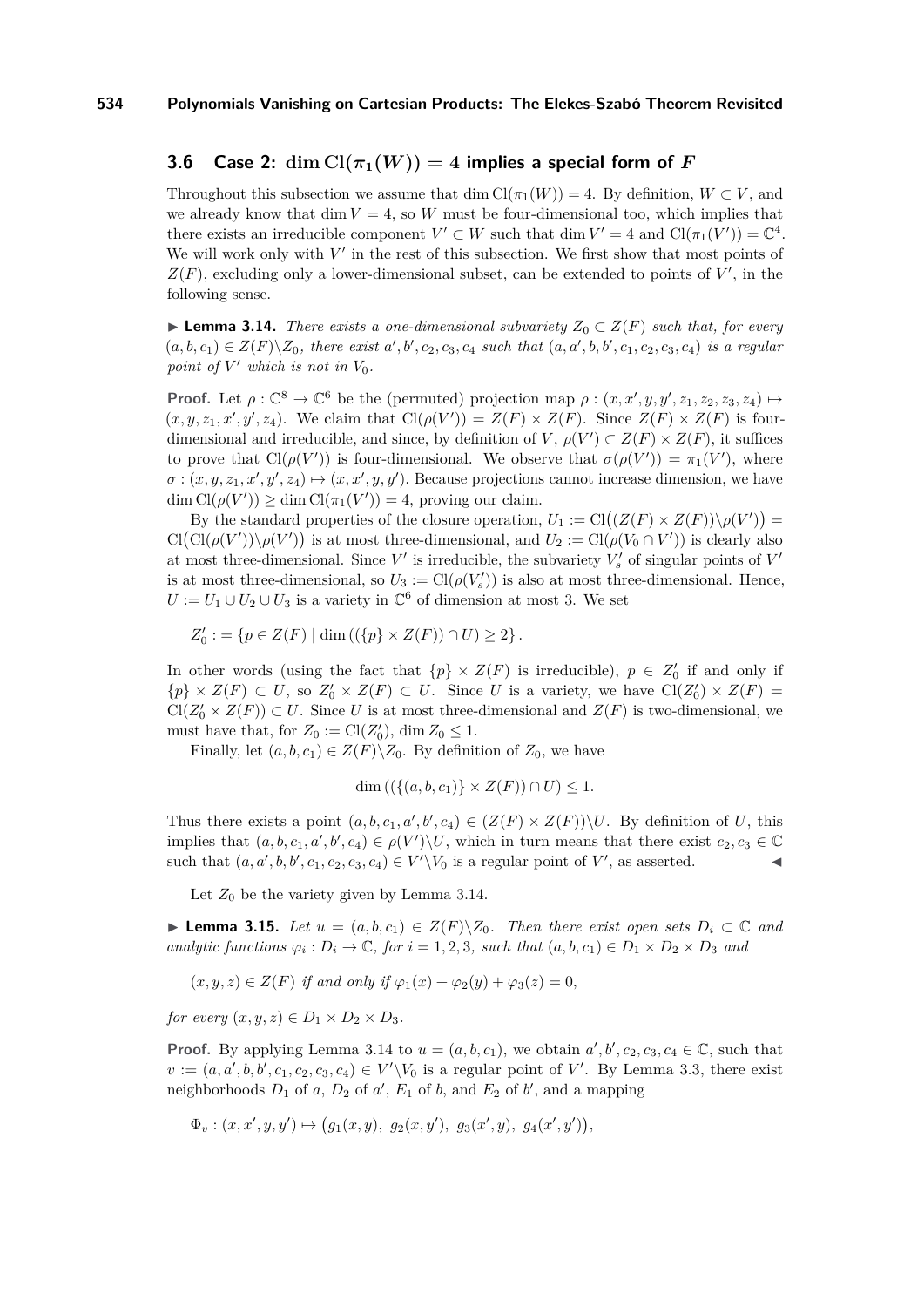### 3.6 Case 2: $\dim \mathrm{Cl}(\pi_1(W)) = 4$ implies a special form of $F$

Throughout this subsection we assume that $\dim \mathrm{Cl}(\pi_1(W)) = 4$. By definition, $W \subset V$, and we already know that $\dim V = 4$, so $W$ must be four-dimensional too, which implies that there exists an irreducible component $V' \subset W$ such that $\dim V' = 4$ and $\mathrm{Cl}(\pi_1(V')) = \mathbb{C}^4$. We will work only with $V'$ in the rest of this subsection. We first show that most points of $Z(F)$, excluding only a lower-dimensional subset, can be extended to points of $V'$, in the following sense.

▶ **Lemma 3.14.** *There exists a one-dimensional subvariety $Z_0 \subset Z(F)$ such that, for every $(a, b, c_1) \in Z(F)\backslash Z_0$, there exist $a', b', c_2, c_3, c_4$ such that $(a, a', b, b', c_1, c_2, c_3, c_4)$ is a regular point of $V'$ which is not in $V_0$.*

**Proof.** Let $\rho : \mathbb{C}^8 \to \mathbb{C}^6$ be the (permuted) projection map $\rho : (x, x', y, y', z_1, z_2, z_3, z_4) \mapsto (x, y, z_1, x', y', z_4)$. We claim that $\mathrm{Cl}(\rho(V')) = Z(F) \times Z(F)$. Since $Z(F) \times Z(F)$ is four-dimensional and irreducible, and since, by definition of $V$, $\rho(V') \subset Z(F) \times Z(F)$, it suffices to prove that $\mathrm{Cl}(\rho(V'))$ is four-dimensional. We observe that $\sigma(\rho(V')) = \pi_1(V')$, where $\sigma : (x, y, z_1, x', y', z_4) \mapsto (x, x', y, y')$. Because projections cannot increase dimension, we have $\dim \mathrm{Cl}(\rho(V')) \geq \dim \mathrm{Cl}(\pi_1(V')) = 4$, proving our claim.

By the standard properties of the closure operation, $U_1 := \mathrm{Cl}\big((Z(F) \times Z(F))\backslash\rho(V')\big) = \mathrm{Cl}\big(\mathrm{Cl}(\rho(V'))\backslash\rho(V')\big)$ is at most three-dimensional, and $U_2 := \mathrm{Cl}(\rho(V_0 \cap V'))$ is clearly also at most three-dimensional. Since $V'$ is irreducible, the subvariety $V'_s$ of singular points of $V'$ is at most three-dimensional, so $U_3 := \mathrm{Cl}(\rho(V'_s))$ is also at most three-dimensional. Hence, $U := U_1 \cup U_2 \cup U_3$ is a variety in $\mathbb{C}^6$ of dimension at most 3. We set

$$Z'_0 := \{p \in Z(F) \mid \dim ((\{p\} \times Z(F)) \cap U) \geq 2\}.$$

In other words (using the fact that $\{p\} \times Z(F)$ is irreducible), $p \in Z'_0$ if and only if $\{p\} \times Z(F) \subset U$, so $Z'_0 \times Z(F) \subset U$. Since $U$ is a variety, we have $\mathrm{Cl}(Z'_0) \times Z(F) = \mathrm{Cl}(Z'_0 \times Z(F)) \subset U$. Since $U$ is at most three-dimensional and $Z(F)$ is two-dimensional, we must have that, for $Z_0 := \mathrm{Cl}(Z'_0)$, $\dim Z_0 \leq 1$.

Finally, let $(a, b, c_1) \in Z(F)\backslash Z_0$. By definition of $Z_0$, we have

$$\dim ((\{(a, b, c_1)\} \times Z(F)) \cap U) \leq 1.$$

Thus there exists a point $(a, b, c_1, a', b', c_4) \in (Z(F) \times Z(F))\backslash U$. By definition of $U$, this implies that $(a, b, c_1, a', b', c_4) \in \rho(V')\backslash U$, which in turn means that there exist $c_2, c_3 \in \mathbb{C}$ such that $(a, a', b, b', c_1, c_2, c_3, c_4) \in V'\backslash V_0$ is a regular point of $V'$, as asserted. ◀

Let $Z_0$ be the variety given by Lemma 3.14.

▶ **Lemma 3.15.** *Let $u = (a, b, c_1) \in Z(F)\backslash Z_0$. Then there exist open sets $D_i \subset \mathbb{C}$ and analytic functions $\varphi_i : D_i \to \mathbb{C}$, for $i = 1, 2, 3$, such that $(a, b, c_1) \in D_1 \times D_2 \times D_3$ and*

$$(x, y, z) \in Z(F) \text{ if and only if } \varphi_1(x) + \varphi_2(y) + \varphi_3(z) = 0,$$

*for every $(x, y, z) \in D_1 \times D_2 \times D_3$.*

**Proof.** By applying Lemma 3.14 to $u = (a, b, c_1)$, we obtain $a', b', c_2, c_3, c_4 \in \mathbb{C}$, such that $v := (a, a', b, b', c_1, c_2, c_3, c_4) \in V'\backslash V_0$ is a regular point of $V'$. By Lemma 3.3, there exist neighborhoods $D_1$ of $a$, $D_2$ of $a'$, $E_1$ of $b$, and $E_2$ of $b'$, and a mapping

$$\Phi_v : (x, x', y, y') \mapsto \big(g_1(x, y),\ g_2(x, y'),\ g_3(x', y),\ g_4(x', y')\big),$$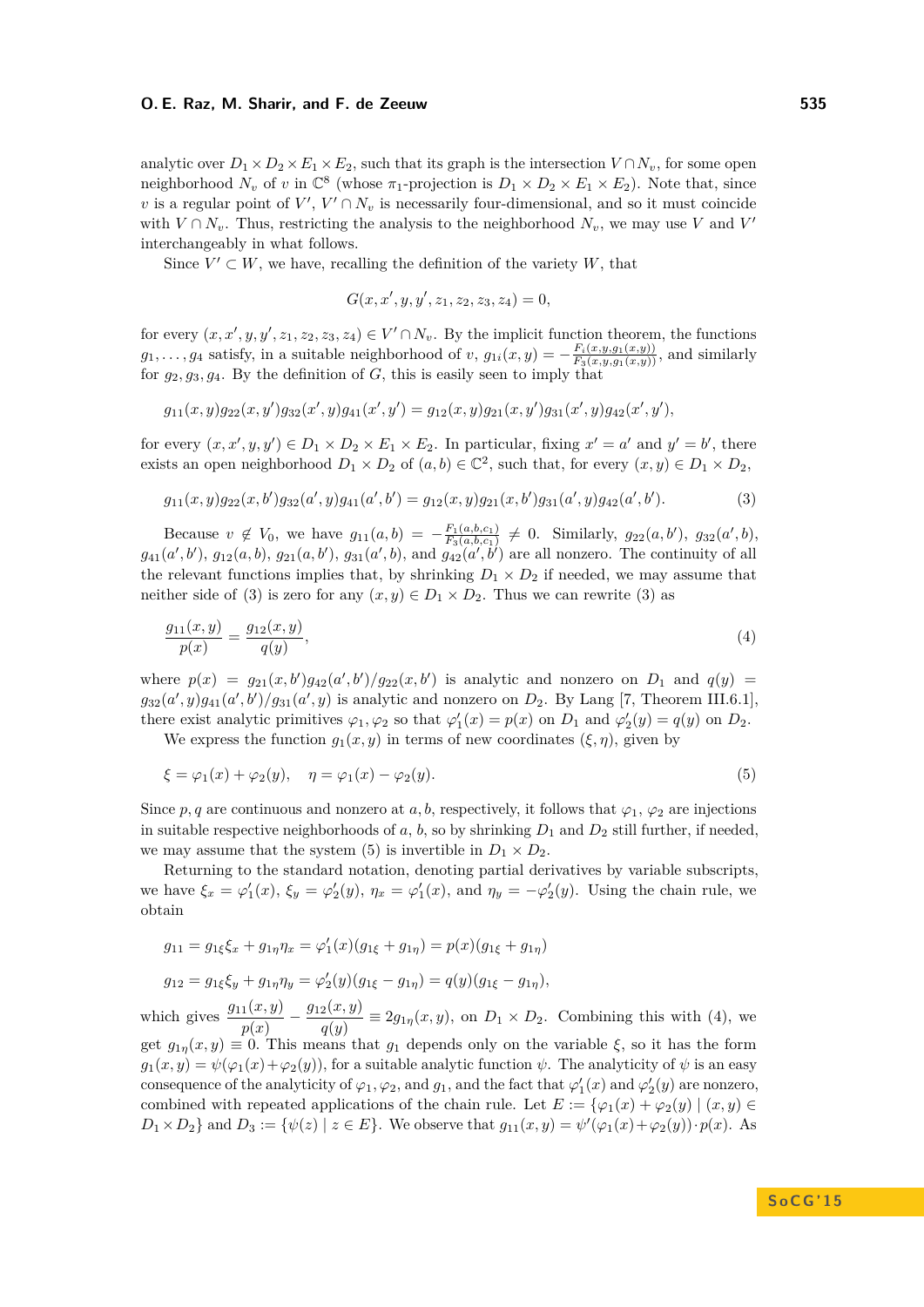analytic over $D_1 \times D_2 \times E_1 \times E_2$, such that its graph is the intersection $V \cap N_v$, for some open neighborhood $N_v$ of $v$ in $\mathbb{C}^8$ (whose $\pi_1$-projection is $D_1 \times D_2 \times E_1 \times E_2$). Note that, since $v$ is a regular point of $V'$, $V' \cap N_v$ is necessarily four-dimensional, and so it must coincide with $V \cap N_v$. Thus, restricting the analysis to the neighborhood $N_v$, we may use $V$ and $V'$ interchangeably in what follows.

Since $V' \subset W$, we have, recalling the definition of the variety $W$, that

$$G(x, x', y, y', z_1, z_2, z_3, z_4) = 0,$$

for every $(x, x', y, y', z_1, z_2, z_3, z_4) \in V' \cap N_v$. By the implicit function theorem, the functions $g_1, \ldots, g_4$ satisfy, in a suitable neighborhood of $v$, $g_{1i}(x, y) = -\frac{F_i(x,y,g_1(x,y))}{F_3(x,y,g_1(x,y))}$, and similarly for $g_2, g_3, g_4$. By the definition of $G$, this is easily seen to imply that

$$g_{11}(x, y)g_{22}(x, y')g_{32}(x', y)g_{41}(x', y') = g_{12}(x, y)g_{21}(x, y')g_{31}(x', y)g_{42}(x', y'),$$

for every $(x, x', y, y') \in D_1 \times D_2 \times E_1 \times E_2$. In particular, fixing $x' = a'$ and $y' = b'$, there exists an open neighborhood $D_1 \times D_2$ of $(a, b) \in \mathbb{C}^2$, such that, for every $(x, y) \in D_1 \times D_2$,

$$g_{11}(x, y)g_{22}(x, b')g_{32}(a', y)g_{41}(a', b') = g_{12}(x, y)g_{21}(x, b')g_{31}(a', y)g_{42}(a', b'). \tag{3}$$

Because $v \notin V_0$, we have $g_{11}(a, b) = -\frac{F_1(a,b,c_1)}{F_3(a,b,c_1)} \neq 0$. Similarly, $g_{22}(a, b')$, $g_{32}(a', b)$, $g_{41}(a', b')$, $g_{12}(a, b)$, $g_{21}(a, b')$, $g_{31}(a', b)$, and $g_{42}(a', b')$ are all nonzero. The continuity of all the relevant functions implies that, by shrinking $D_1 \times D_2$ if needed, we may assume that neither side of (3) is zero for any $(x, y) \in D_1 \times D_2$. Thus we can rewrite (3) as

$$\frac{g_{11}(x, y)}{p(x)} = \frac{g_{12}(x, y)}{q(y)}, \tag{4}$$

where $p(x) = g_{21}(x, b')g_{42}(a', b')/g_{22}(x, b')$ is analytic and nonzero on $D_1$ and $q(y) = g_{32}(a', y)g_{41}(a', b')/g_{31}(a', y)$ is analytic and nonzero on $D_2$. By Lang [7, Theorem III.6.1], there exist analytic primitives $\varphi_1, \varphi_2$ so that $\varphi_1'(x) = p(x)$ on $D_1$ and $\varphi_2'(y) = q(y)$ on $D_2$.

We express the function $g_1(x, y)$ in terms of new coordinates $(\xi, \eta)$, given by

$$\xi = \varphi_1(x) + \varphi_2(y), \quad \eta = \varphi_1(x) - \varphi_2(y). \tag{5}$$

Since $p, q$ are continuous and nonzero at $a, b$, respectively, it follows that $\varphi_1, \varphi_2$ are injections in suitable respective neighborhoods of $a$, $b$, so by shrinking $D_1$ and $D_2$ still further, if needed, we may assume that the system (5) is invertible in $D_1 \times D_2$.

Returning to the standard notation, denoting partial derivatives by variable subscripts, we have $\xi_x = \varphi_1'(x)$, $\xi_y = \varphi_2'(y)$, $\eta_x = \varphi_1'(x)$, and $\eta_y = -\varphi_2'(y)$. Using the chain rule, we obtain

$$g_{11} = g_{1\xi}\xi_x + g_{1\eta}\eta_x = \varphi_1'(x)(g_{1\xi} + g_{1\eta}) = p(x)(g_{1\xi} + g_{1\eta})$$

$$g_{12} = g_{1\xi}\xi_y + g_{1\eta}\eta_y = \varphi_2'(y)(g_{1\xi} - g_{1\eta}) = q(y)(g_{1\xi} - g_{1\eta}),$$

which gives $\dfrac{g_{11}(x, y)}{p(x)} - \dfrac{g_{12}(x, y)}{q(y)} \equiv 2g_{1\eta}(x, y)$, on $D_1 \times D_2$. Combining this with (4), we get $g_{1\eta}(x, y) \equiv 0$. This means that $g_1$ depends only on the variable $\xi$, so it has the form $g_1(x, y) = \psi(\varphi_1(x) + \varphi_2(y))$, for a suitable analytic function $\psi$. The analyticity of $\psi$ is an easy consequence of the analyticity of $\varphi_1, \varphi_2$, and $g_1$, and the fact that $\varphi_1'(x)$ and $\varphi_2'(y)$ are nonzero, combined with repeated applications of the chain rule. Let $E := \{\varphi_1(x) + \varphi_2(y) \mid (x, y) \in D_1 \times D_2\}$ and $D_3 := \{\psi(z) \mid z \in E\}$. We observe that $g_{11}(x, y) = \psi'(\varphi_1(x) + \varphi_2(y)) \cdot p(x)$. As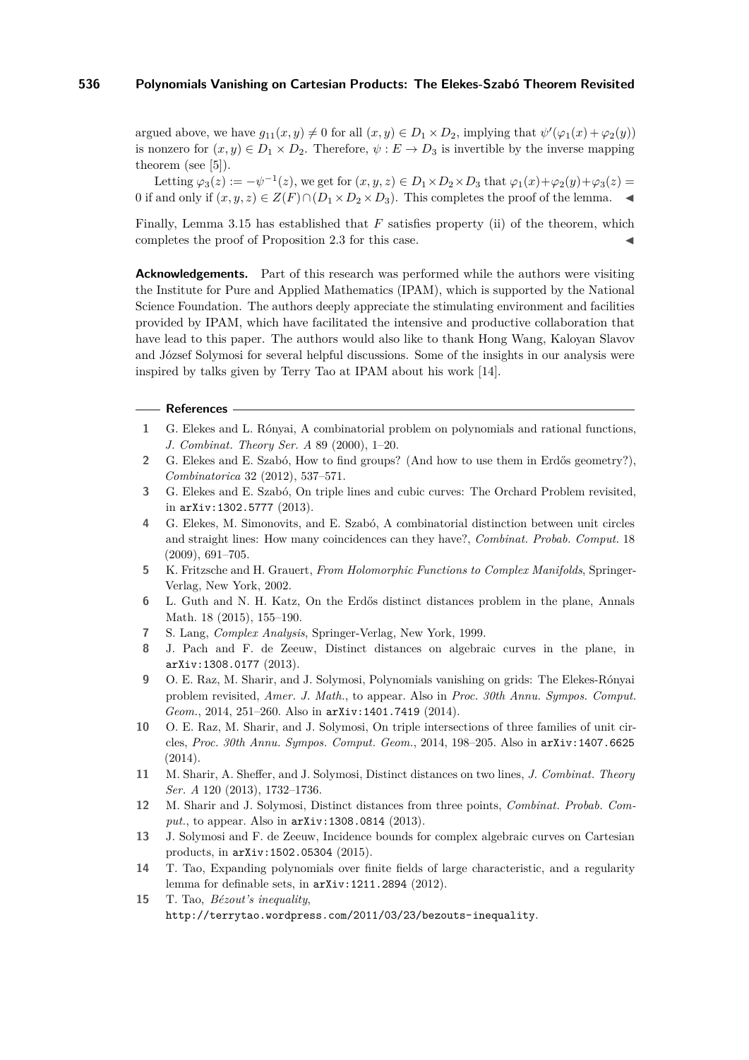argued above, we have $g_{11}(x, y) \neq 0$ for all $(x, y) \in D_1 \times D_2$, implying that $\psi'(\varphi_1(x) + \varphi_2(y))$ is nonzero for $(x, y) \in D_1 \times D_2$. Therefore, $\psi : E \to D_3$ is invertible by the inverse mapping theorem (see [5]).

Letting $\varphi_3(z) := -\psi^{-1}(z)$, we get for $(x, y, z) \in D_1 \times D_2 \times D_3$ that $\varphi_1(x) + \varphi_2(y) + \varphi_3(z) = 0$ if and only if $(x, y, z) \in Z(F) \cap (D_1 \times D_2 \times D_3)$. This completes the proof of the lemma. ◀

Finally, Lemma 3.15 has established that $F$ satisfies property (ii) of the theorem, which completes the proof of Proposition 2.3 for this case. ◀

**Acknowledgements.** Part of this research was performed while the authors were visiting the Institute for Pure and Applied Mathematics (IPAM), which is supported by the National Science Foundation. The authors deeply appreciate the stimulating environment and facilities provided by IPAM, which have facilitated the intensive and productive collaboration that have lead to this paper. The authors would also like to thank Hong Wang, Kaloyan Slavov and József Solymosi for several helpful discussions. Some of the insights in our analysis were inspired by talks given by Terry Tao at IPAM about his work [14].

## References

1. G. Elekes and L. Rónyai, A combinatorial problem on polynomials and rational functions, *J. Combinat. Theory Ser. A* 89 (2000), 1–20.
2. G. Elekes and E. Szabó, How to find groups? (And how to use them in Erdős geometry?), *Combinatorica* 32 (2012), 537–571.
3. G. Elekes and E. Szabó, On triple lines and cubic curves: The Orchard Problem revisited, in `arXiv:1302.5777` (2013).
4. G. Elekes, M. Simonovits, and E. Szabó, A combinatorial distinction between unit circles and straight lines: How many coincidences can they have?, *Combinat. Probab. Comput.* 18 (2009), 691–705.
5. K. Fritzsche and H. Grauert, *From Holomorphic Functions to Complex Manifolds*, Springer-Verlag, New York, 2002.
6. L. Guth and N. H. Katz, On the Erdős distinct distances problem in the plane, Annals Math. 18 (2015), 155–190.
7. S. Lang, *Complex Analysis*, Springer-Verlag, New York, 1999.
8. J. Pach and F. de Zeeuw, Distinct distances on algebraic curves in the plane, in `arXiv:1308.0177` (2013).
9. O. E. Raz, M. Sharir, and J. Solymosi, Polynomials vanishing on grids: The Elekes-Rónyai problem revisited, *Amer. J. Math.*, to appear. Also in *Proc. 30th Annu. Sympos. Comput. Geom.*, 2014, 251–260. Also in `arXiv:1401.7419` (2014).
10. O. E. Raz, M. Sharir, and J. Solymosi, On triple intersections of three families of unit circles, *Proc. 30th Annu. Sympos. Comput. Geom.*, 2014, 198–205. Also in `arXiv:1407.6625` (2014).
11. M. Sharir, A. Sheffer, and J. Solymosi, Distinct distances on two lines, *J. Combinat. Theory Ser. A* 120 (2013), 1732–1736.
12. M. Sharir and J. Solymosi, Distinct distances from three points, *Combinat. Probab. Comput.*, to appear. Also in `arXiv:1308.0814` (2013).
13. J. Solymosi and F. de Zeeuw, Incidence bounds for complex algebraic curves on Cartesian products, in `arXiv:1502.05304` (2015).
14. T. Tao, Expanding polynomials over finite fields of large characteristic, and a regularity lemma for definable sets, in `arXiv:1211.2894` (2012).
15. T. Tao, *Bézout's inequality*, `http://terrytao.wordpress.com/2011/03/23/bezouts-inequality`.